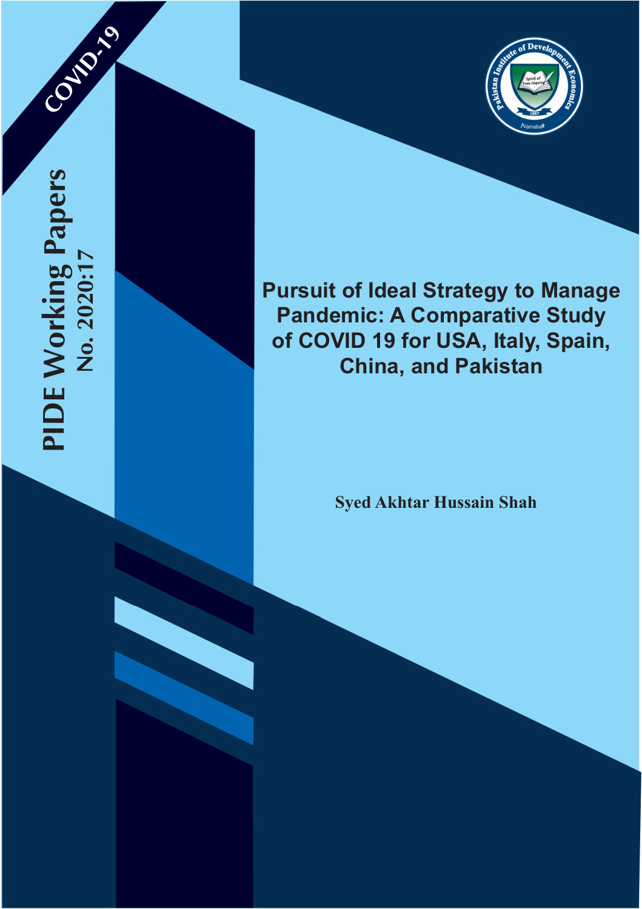COVID-19

# PIDE Working Papers

No. 2020:17

# Pursuit of Ideal Strategy to Manage Pandemic: A Comparative Study of COVID 19 for USA, Italy, Spain, China, and Pakistan

**Syed Akhtar Hussain Shah**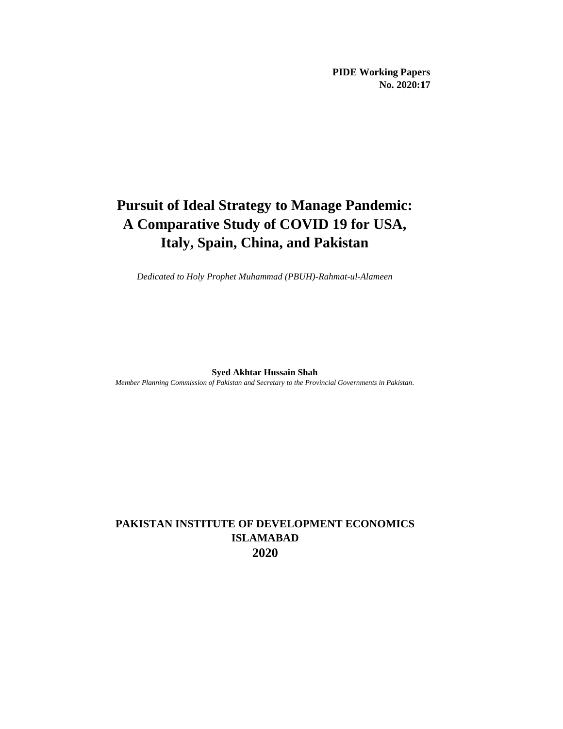**PIDE Working Papers**
**No. 2020:17**

# Pursuit of Ideal Strategy to Manage Pandemic: A Comparative Study of COVID 19 for USA, Italy, Spain, China, and Pakistan

*Dedicated to Holy Prophet Muhammad (PBUH)-Rahmat-ul-Alameen*

**Syed Akhtar Hussain Shah**

*Member Planning Commission of Pakistan and Secretary to the Provincial Governments in Pakistan*.

**PAKISTAN INSTITUTE OF DEVELOPMENT ECONOMICS**
**ISLAMABAD**
**2020**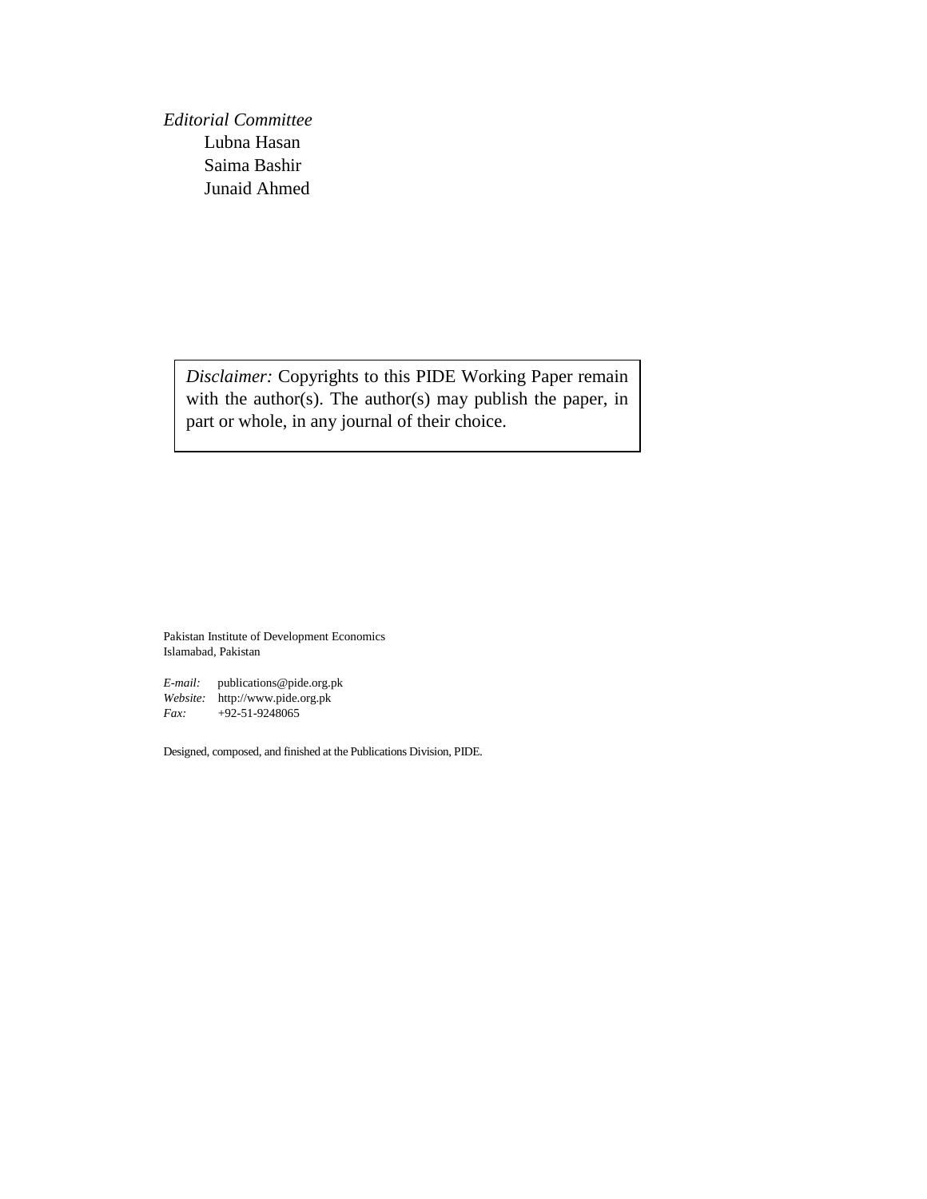*Editorial Committee*

Lubna Hasan
Saima Bashir
Junaid Ahmed

> *Disclaimer:* Copyrights to this PIDE Working Paper remain with the author(s). The author(s) may publish the paper, in part or whole, in any journal of their choice.

Pakistan Institute of Development Economics
Islamabad, Pakistan

*E-mail:* publications@pide.org.pk
*Website:* http://www.pide.org.pk
*Fax:* +92-51-9248065

Designed, composed, and finished at the Publications Division, PIDE.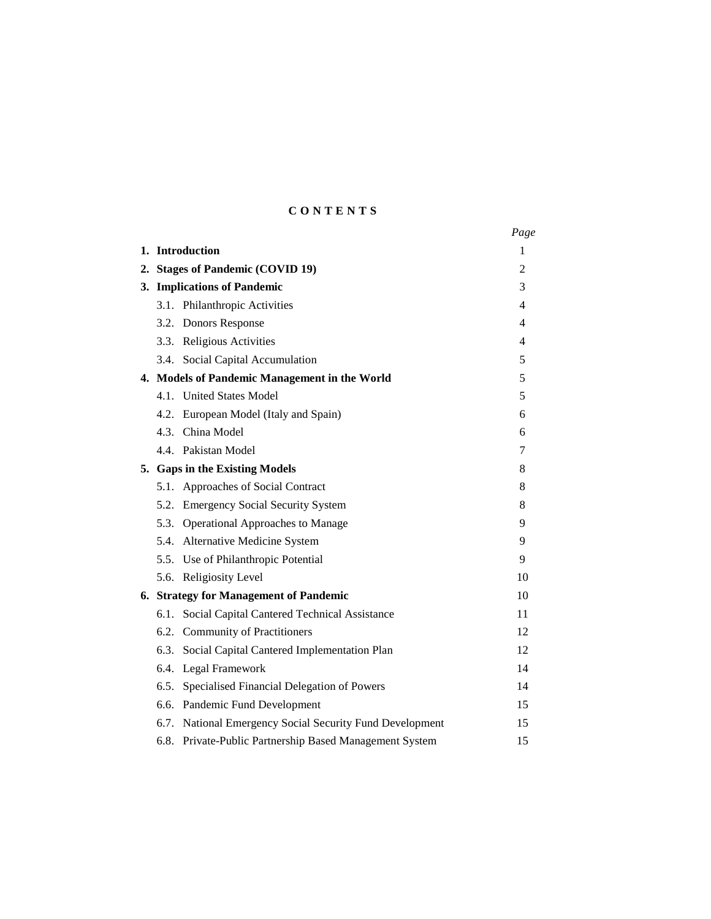**C O N T E N T S**

| | *Page* |
|---|---|
| **1. Introduction** | 1 |
| **2. Stages of Pandemic (COVID 19)** | 2 |
| **3. Implications of Pandemic** | 3 |
| 3.1. Philanthropic Activities | 4 |
| 3.2. Donors Response | 4 |
| 3.3. Religious Activities | 4 |
| 3.4. Social Capital Accumulation | 5 |
| **4. Models of Pandemic Management in the World** | 5 |
| 4.1. United States Model | 5 |
| 4.2. European Model (Italy and Spain) | 6 |
| 4.3. China Model | 6 |
| 4.4. Pakistan Model | 7 |
| **5. Gaps in the Existing Models** | 8 |
| 5.1. Approaches of Social Contract | 8 |
| 5.2. Emergency Social Security System | 8 |
| 5.3. Operational Approaches to Manage | 9 |
| 5.4. Alternative Medicine System | 9 |
| 5.5. Use of Philanthropic Potential | 9 |
| 5.6. Religiosity Level | 10 |
| **6. Strategy for Management of Pandemic** | 10 |
| 6.1. Social Capital Cantered Technical Assistance | 11 |
| 6.2. Community of Practitioners | 12 |
| 6.3. Social Capital Cantered Implementation Plan | 12 |
| 6.4. Legal Framework | 14 |
| 6.5. Specialised Financial Delegation of Powers | 14 |
| 6.6. Pandemic Fund Development | 15 |
| 6.7. National Emergency Social Security Fund Development | 15 |
| 6.8. Private-Public Partnership Based Management System | 15 |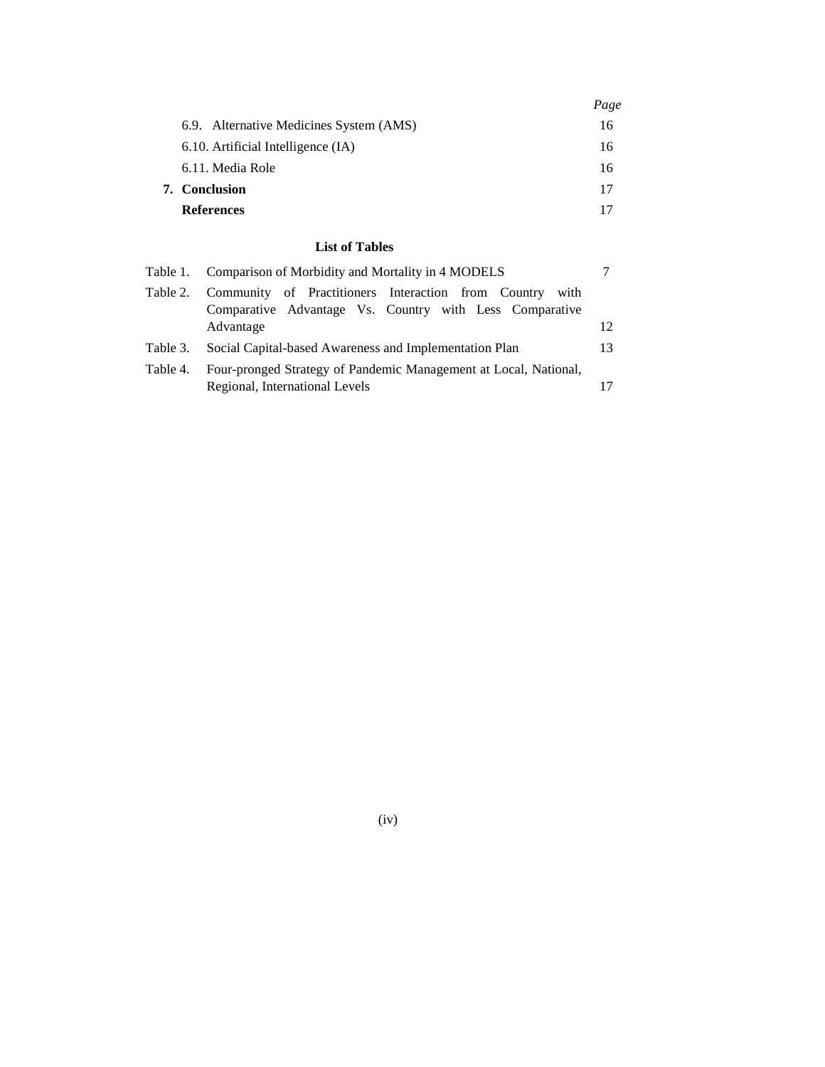| | Page |
|---|---|
| 6.9. Alternative Medicines System (AMS) | 16 |
| 6.10. Artificial Intelligence (IA) | 16 |
| 6.11. Media Role | 16 |
| **7. Conclusion** | 17 |
| **References** | 17 |

**List of Tables**

| | | |
|---|---|---|
| Table 1. | Comparison of Morbidity and Mortality in 4 MODELS | 7 |
| Table 2. | Community of Practitioners Interaction from Country with Comparative Advantage Vs. Country with Less Comparative Advantage | 12 |
| Table 3. | Social Capital-based Awareness and Implementation Plan | 13 |
| Table 4. | Four-pronged Strategy of Pandemic Management at Local, National, Regional, International Levels | 17 |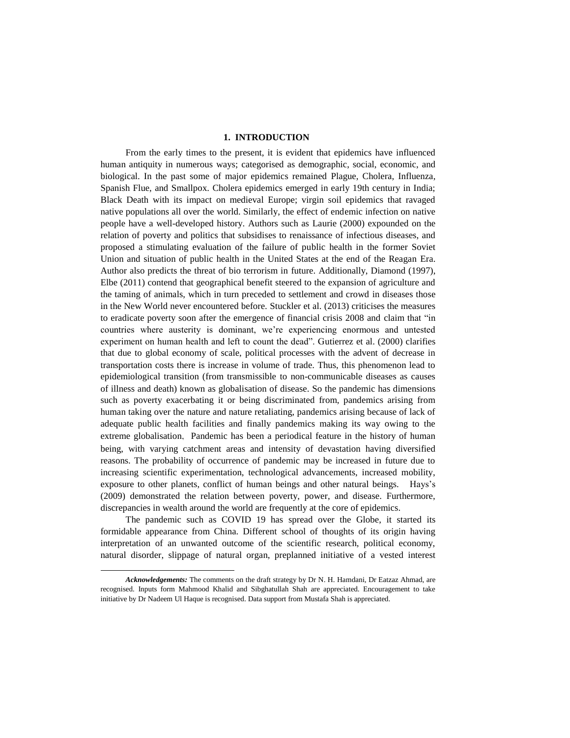# 1. INTRODUCTION

From the early times to the present, it is evident that epidemics have influenced human antiquity in numerous ways; categorised as demographic, social, economic, and biological. In the past some of major epidemics remained Plague, Cholera, Influenza, Spanish Flue, and Smallpox. Cholera epidemics emerged in early 19th century in India; Black Death with its impact on medieval Europe; virgin soil epidemics that ravaged native populations all over the world. Similarly, the effect of endemic infection on native people have a well-developed history. Authors such as Laurie (2000) expounded on the relation of poverty and politics that subsidises to renaissance of infectious diseases, and proposed a stimulating evaluation of the failure of public health in the former Soviet Union and situation of public health in the United States at the end of the Reagan Era. Author also predicts the threat of bio terrorism in future. Additionally, Diamond (1997), Elbe (2011) contend that geographical benefit steered to the expansion of agriculture and the taming of animals, which in turn preceded to settlement and crowd in diseases those in the New World never encountered before. Stuckler et al. (2013) criticises the measures to eradicate poverty soon after the emergence of financial crisis 2008 and claim that "in countries where austerity is dominant, we're experiencing enormous and untested experiment on human health and left to count the dead". Gutierrez et al. (2000) clarifies that due to global economy of scale, political processes with the advent of decrease in transportation costs there is increase in volume of trade. Thus, this phenomenon lead to epidemiological transition (from transmissible to non-communicable diseases as causes of illness and death) known as globalisation of disease. So the pandemic has dimensions such as poverty exacerbating it or being discriminated from, pandemics arising from human taking over the nature and nature retaliating, pandemics arising because of lack of adequate public health facilities and finally pandemics making its way owing to the extreme globalisation. Pandemic has been a periodical feature in the history of human being, with varying catchment areas and intensity of devastation having diversified reasons. The probability of occurrence of pandemic may be increased in future due to increasing scientific experimentation, technological advancements, increased mobility, exposure to other planets, conflict of human beings and other natural beings. Hays's (2009) demonstrated the relation between poverty, power, and disease. Furthermore, discrepancies in wealth around the world are frequently at the core of epidemics.

The pandemic such as COVID 19 has spread over the Globe, it started its formidable appearance from China. Different school of thoughts of its origin having interpretation of an unwanted outcome of the scientific research, political economy, natural disorder, slippage of natural organ, preplanned initiative of a vested interest

***Acknowledgements:*** The comments on the draft strategy by Dr N. H. Hamdani, Dr Eatzaz Ahmad, are recognised. Inputs form Mahmood Khalid and Sibghatullah Shah are appreciated. Encouragement to take initiative by Dr Nadeem Ul Haque is recognised. Data support from Mustafa Shah is appreciated.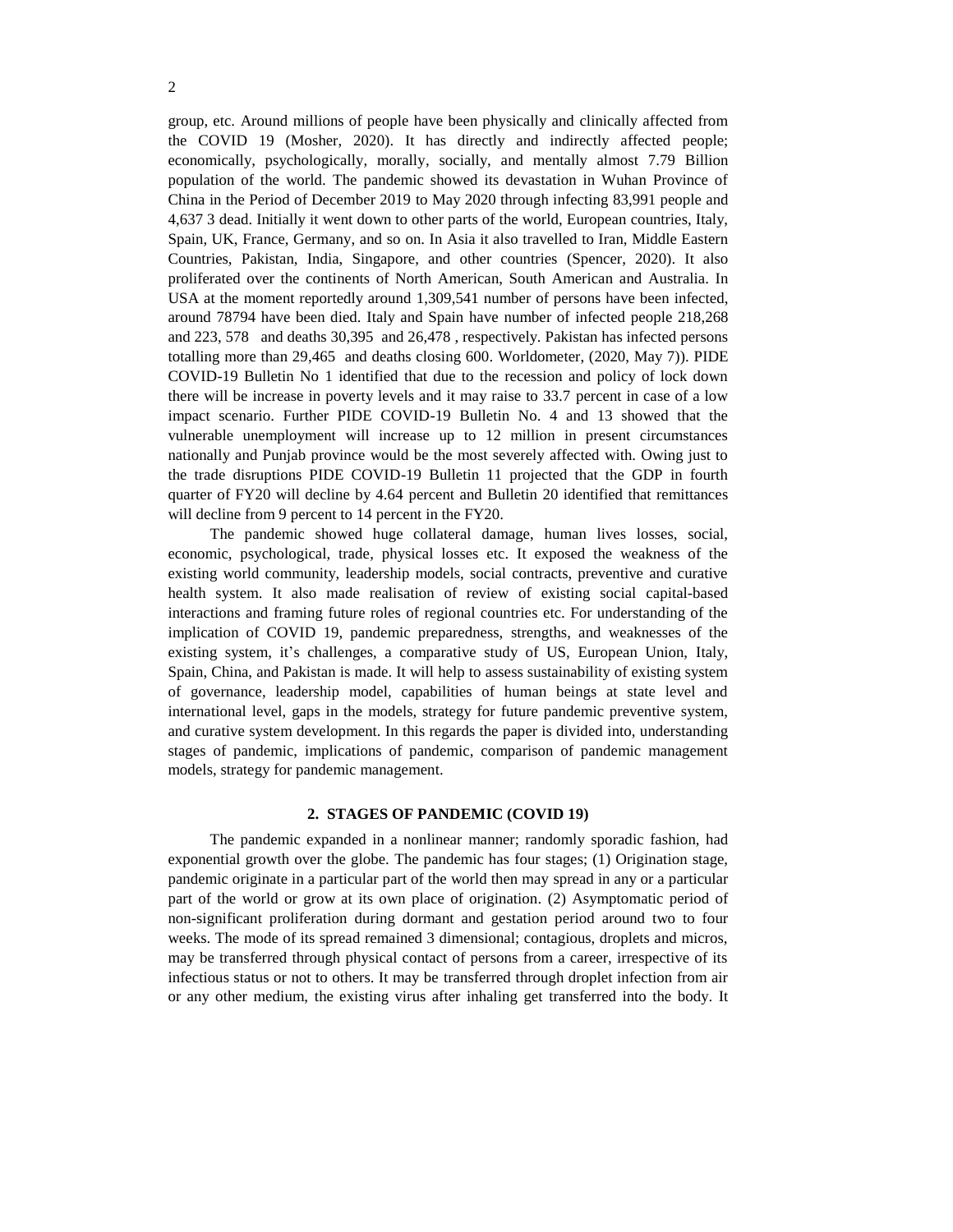group, etc. Around millions of people have been physically and clinically affected from the COVID 19 (Mosher, 2020). It has directly and indirectly affected people; economically, psychologically, morally, socially, and mentally almost 7.79 Billion population of the world. The pandemic showed its devastation in Wuhan Province of China in the Period of December 2019 to May 2020 through infecting 83,991 people and 4,637 3 dead. Initially it went down to other parts of the world, European countries, Italy, Spain, UK, France, Germany, and so on. In Asia it also travelled to Iran, Middle Eastern Countries, Pakistan, India, Singapore, and other countries (Spencer, 2020). It also proliferated over the continents of North American, South American and Australia. In USA at the moment reportedly around 1,309,541 number of persons have been infected, around 78794 have been died. Italy and Spain have number of infected people 218,268 and 223, 578 and deaths 30,395 and 26,478 , respectively. Pakistan has infected persons totalling more than 29,465 and deaths closing 600. Worldometer, (2020, May 7)). PIDE COVID-19 Bulletin No 1 identified that due to the recession and policy of lock down there will be increase in poverty levels and it may raise to 33.7 percent in case of a low impact scenario. Further PIDE COVID-19 Bulletin No. 4 and 13 showed that the vulnerable unemployment will increase up to 12 million in present circumstances nationally and Punjab province would be the most severely affected with. Owing just to the trade disruptions PIDE COVID-19 Bulletin 11 projected that the GDP in fourth quarter of FY20 will decline by 4.64 percent and Bulletin 20 identified that remittances will decline from 9 percent to 14 percent in the FY20.

The pandemic showed huge collateral damage, human lives losses, social, economic, psychological, trade, physical losses etc. It exposed the weakness of the existing world community, leadership models, social contracts, preventive and curative health system. It also made realisation of review of existing social capital-based interactions and framing future roles of regional countries etc. For understanding of the implication of COVID 19, pandemic preparedness, strengths, and weaknesses of the existing system, it's challenges, a comparative study of US, European Union, Italy, Spain, China, and Pakistan is made. It will help to assess sustainability of existing system of governance, leadership model, capabilities of human beings at state level and international level, gaps in the models, strategy for future pandemic preventive system, and curative system development. In this regards the paper is divided into, understanding stages of pandemic, implications of pandemic, comparison of pandemic management models, strategy for pandemic management.

## 2. STAGES OF PANDEMIC (COVID 19)

The pandemic expanded in a nonlinear manner; randomly sporadic fashion, had exponential growth over the globe. The pandemic has four stages; (1) Origination stage, pandemic originate in a particular part of the world then may spread in any or a particular part of the world or grow at its own place of origination. (2) Asymptomatic period of non-significant proliferation during dormant and gestation period around two to four weeks. The mode of its spread remained 3 dimensional; contagious, droplets and micros, may be transferred through physical contact of persons from a career, irrespective of its infectious status or not to others. It may be transferred through droplet infection from air or any other medium, the existing virus after inhaling get transferred into the body. It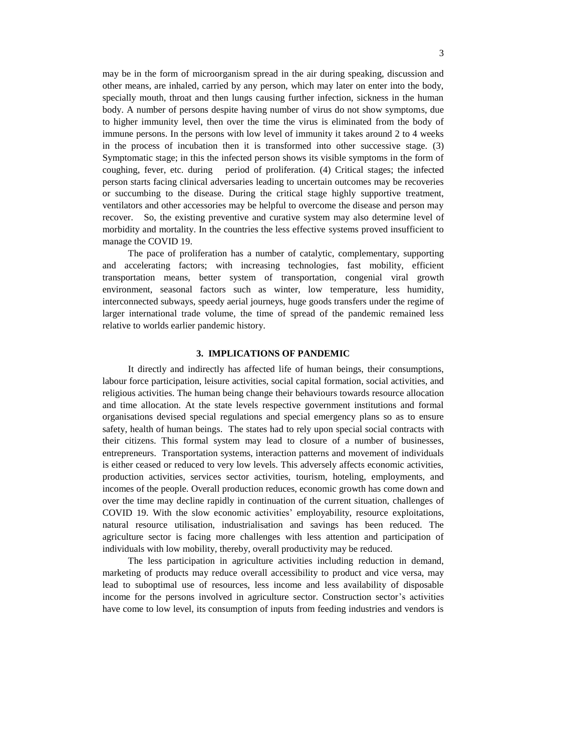may be in the form of microorganism spread in the air during speaking, discussion and other means, are inhaled, carried by any person, which may later on enter into the body, specially mouth, throat and then lungs causing further infection, sickness in the human body. A number of persons despite having number of virus do not show symptoms, due to higher immunity level, then over the time the virus is eliminated from the body of immune persons. In the persons with low level of immunity it takes around 2 to 4 weeks in the process of incubation then it is transformed into other successive stage. (3) Symptomatic stage; in this the infected person shows its visible symptoms in the form of coughing, fever, etc. during period of proliferation. (4) Critical stages; the infected person starts facing clinical adversaries leading to uncertain outcomes may be recoveries or succumbing to the disease. During the critical stage highly supportive treatment, ventilators and other accessories may be helpful to overcome the disease and person may recover. So, the existing preventive and curative system may also determine level of morbidity and mortality. In the countries the less effective systems proved insufficient to manage the COVID 19.

The pace of proliferation has a number of catalytic, complementary, supporting and accelerating factors; with increasing technologies, fast mobility, efficient transportation means, better system of transportation, congenial viral growth environment, seasonal factors such as winter, low temperature, less humidity, interconnected subways, speedy aerial journeys, huge goods transfers under the regime of larger international trade volume, the time of spread of the pandemic remained less relative to worlds earlier pandemic history.

## 3. IMPLICATIONS OF PANDEMIC

It directly and indirectly has affected life of human beings, their consumptions, labour force participation, leisure activities, social capital formation, social activities, and religious activities. The human being change their behaviours towards resource allocation and time allocation. At the state levels respective government institutions and formal organisations devised special regulations and special emergency plans so as to ensure safety, health of human beings. The states had to rely upon special social contracts with their citizens. This formal system may lead to closure of a number of businesses, entrepreneurs. Transportation systems, interaction patterns and movement of individuals is either ceased or reduced to very low levels. This adversely affects economic activities, production activities, services sector activities, tourism, hoteling, employments, and incomes of the people. Overall production reduces, economic growth has come down and over the time may decline rapidly in continuation of the current situation, challenges of COVID 19. With the slow economic activities' employability, resource exploitations, natural resource utilisation, industrialisation and savings has been reduced. The agriculture sector is facing more challenges with less attention and participation of individuals with low mobility, thereby, overall productivity may be reduced.

The less participation in agriculture activities including reduction in demand, marketing of products may reduce overall accessibility to product and vice versa, may lead to suboptimal use of resources, less income and less availability of disposable income for the persons involved in agriculture sector. Construction sector's activities have come to low level, its consumption of inputs from feeding industries and vendors is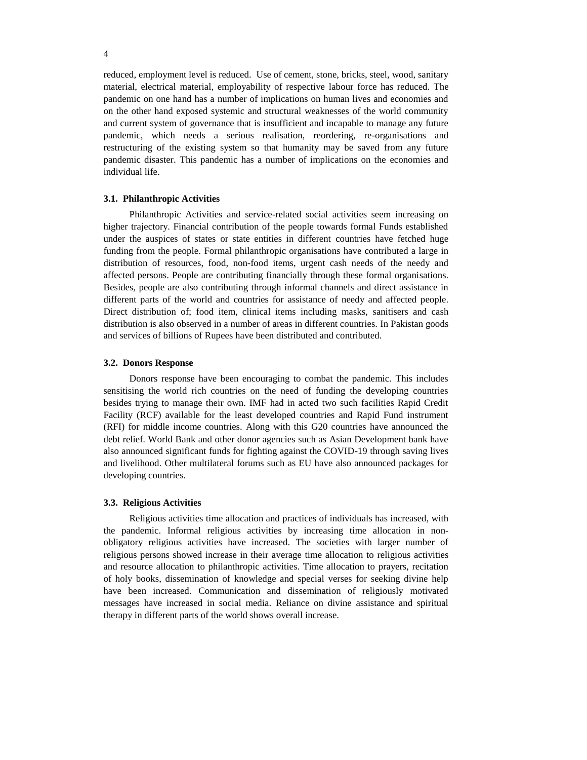reduced, employment level is reduced. Use of cement, stone, bricks, steel, wood, sanitary material, electrical material, employability of respective labour force has reduced. The pandemic on one hand has a number of implications on human lives and economies and on the other hand exposed systemic and structural weaknesses of the world community and current system of governance that is insufficient and incapable to manage any future pandemic, which needs a serious realisation, reordering, re-organisations and restructuring of the existing system so that humanity may be saved from any future pandemic disaster. This pandemic has a number of implications on the economies and individual life.

### 3.1. Philanthropic Activities

Philanthropic Activities and service-related social activities seem increasing on higher trajectory. Financial contribution of the people towards formal Funds established under the auspices of states or state entities in different countries have fetched huge funding from the people. Formal philanthropic organisations have contributed a large in distribution of resources, food, non-food items, urgent cash needs of the needy and affected persons. People are contributing financially through these formal organisations. Besides, people are also contributing through informal channels and direct assistance in different parts of the world and countries for assistance of needy and affected people. Direct distribution of; food item, clinical items including masks, sanitisers and cash distribution is also observed in a number of areas in different countries. In Pakistan goods and services of billions of Rupees have been distributed and contributed.

### 3.2. Donors Response

Donors response have been encouraging to combat the pandemic. This includes sensitising the world rich countries on the need of funding the developing countries besides trying to manage their own. IMF had in acted two such facilities Rapid Credit Facility (RCF) available for the least developed countries and Rapid Fund instrument (RFI) for middle income countries. Along with this G20 countries have announced the debt relief. World Bank and other donor agencies such as Asian Development bank have also announced significant funds for fighting against the COVID-19 through saving lives and livelihood. Other multilateral forums such as EU have also announced packages for developing countries.

### 3.3. Religious Activities

Religious activities time allocation and practices of individuals has increased, with the pandemic. Informal religious activities by increasing time allocation in non-obligatory religious activities have increased. The societies with larger number of religious persons showed increase in their average time allocation to religious activities and resource allocation to philanthropic activities. Time allocation to prayers, recitation of holy books, dissemination of knowledge and special verses for seeking divine help have been increased. Communication and dissemination of religiously motivated messages have increased in social media. Reliance on divine assistance and spiritual therapy in different parts of the world shows overall increase.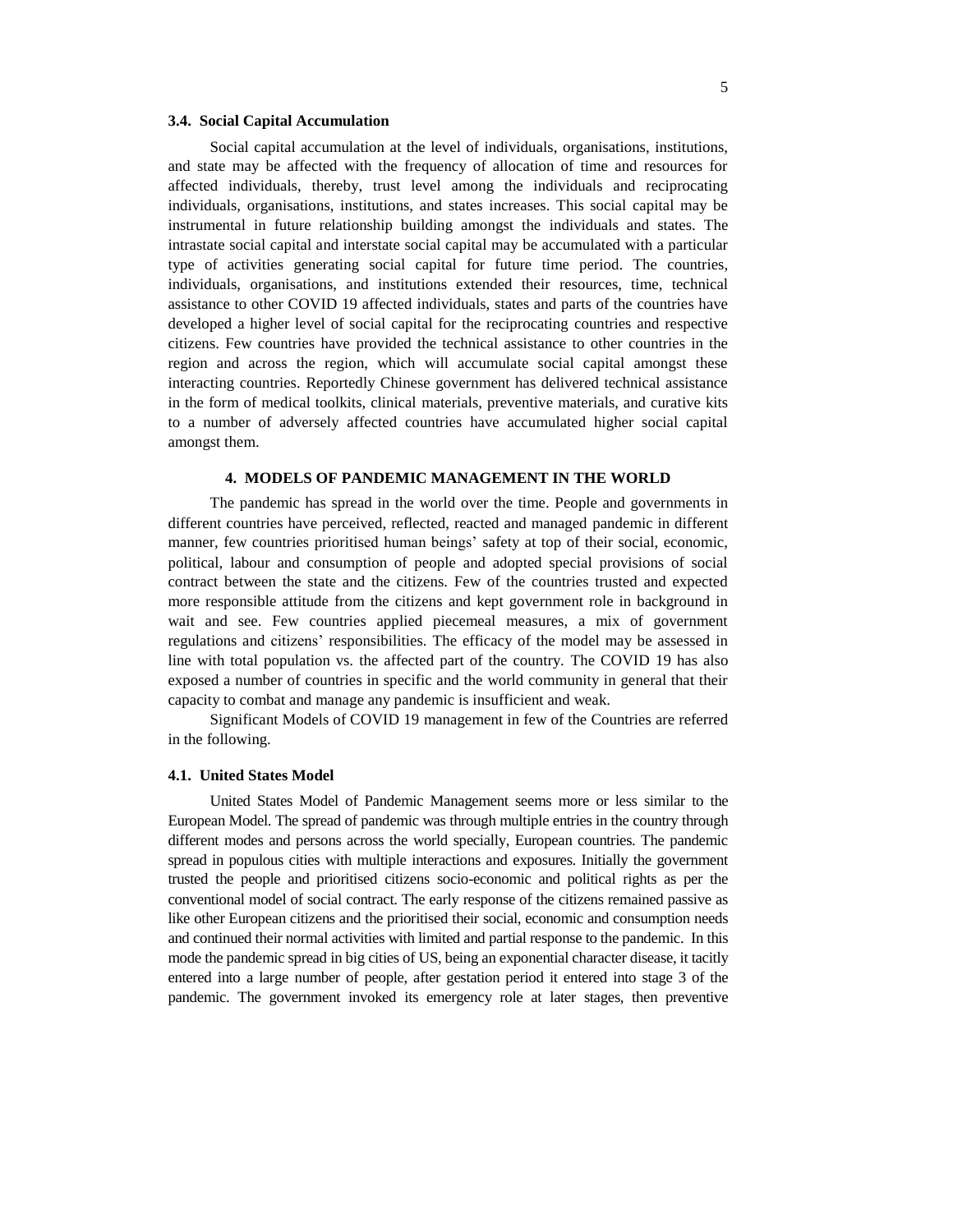### 3.4. Social Capital Accumulation

Social capital accumulation at the level of individuals, organisations, institutions, and state may be affected with the frequency of allocation of time and resources for affected individuals, thereby, trust level among the individuals and reciprocating individuals, organisations, institutions, and states increases. This social capital may be instrumental in future relationship building amongst the individuals and states. The intrastate social capital and interstate social capital may be accumulated with a particular type of activities generating social capital for future time period. The countries, individuals, organisations, and institutions extended their resources, time, technical assistance to other COVID 19 affected individuals, states and parts of the countries have developed a higher level of social capital for the reciprocating countries and respective citizens. Few countries have provided the technical assistance to other countries in the region and across the region, which will accumulate social capital amongst these interacting countries. Reportedly Chinese government has delivered technical assistance in the form of medical toolkits, clinical materials, preventive materials, and curative kits to a number of adversely affected countries have accumulated higher social capital amongst them.

## 4. MODELS OF PANDEMIC MANAGEMENT IN THE WORLD

The pandemic has spread in the world over the time. People and governments in different countries have perceived, reflected, reacted and managed pandemic in different manner, few countries prioritised human beings' safety at top of their social, economic, political, labour and consumption of people and adopted special provisions of social contract between the state and the citizens. Few of the countries trusted and expected more responsible attitude from the citizens and kept government role in background in wait and see. Few countries applied piecemeal measures, a mix of government regulations and citizens' responsibilities. The efficacy of the model may be assessed in line with total population vs. the affected part of the country. The COVID 19 has also exposed a number of countries in specific and the world community in general that their capacity to combat and manage any pandemic is insufficient and weak.

Significant Models of COVID 19 management in few of the Countries are referred in the following.

### 4.1. United States Model

United States Model of Pandemic Management seems more or less similar to the European Model. The spread of pandemic was through multiple entries in the country through different modes and persons across the world specially, European countries. The pandemic spread in populous cities with multiple interactions and exposures. Initially the government trusted the people and prioritised citizens socio-economic and political rights as per the conventional model of social contract. The early response of the citizens remained passive as like other European citizens and the prioritised their social, economic and consumption needs and continued their normal activities with limited and partial response to the pandemic. In this mode the pandemic spread in big cities of US, being an exponential character disease, it tacitly entered into a large number of people, after gestation period it entered into stage 3 of the pandemic. The government invoked its emergency role at later stages, then preventive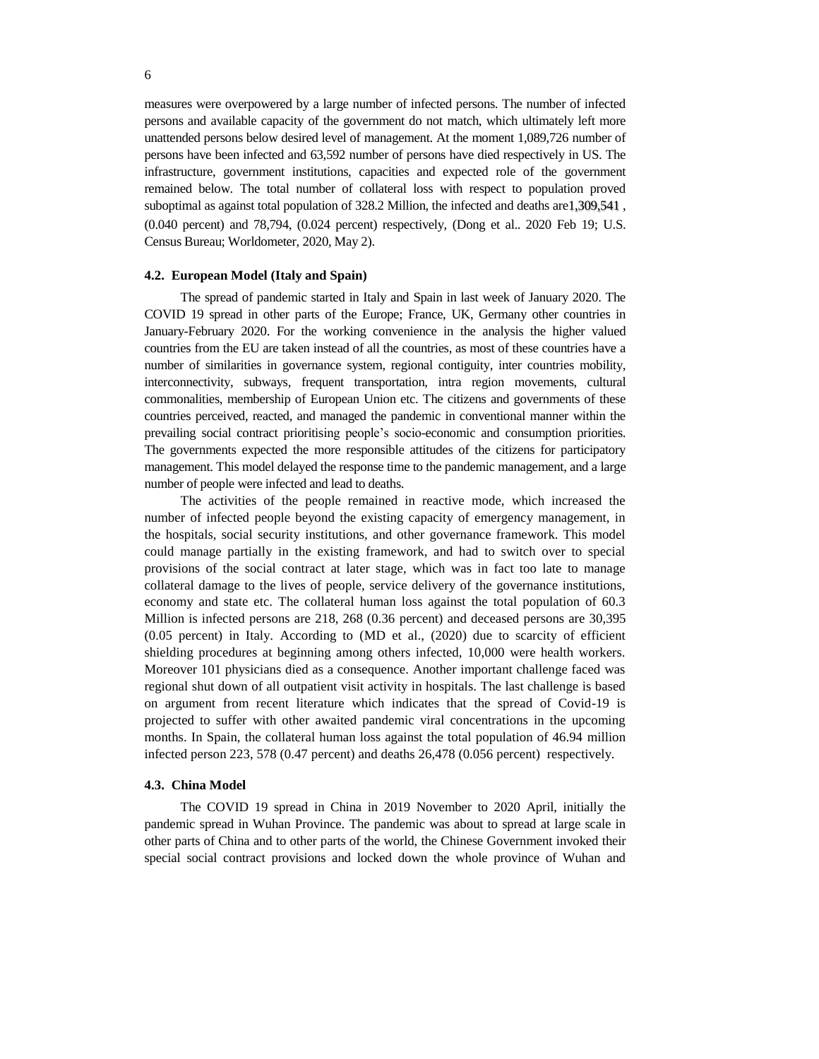measures were overpowered by a large number of infected persons. The number of infected persons and available capacity of the government do not match, which ultimately left more unattended persons below desired level of management. At the moment 1,089,726 number of persons have been infected and 63,592 number of persons have died respectively in US. The infrastructure, government institutions, capacities and expected role of the government remained below. The total number of collateral loss with respect to population proved suboptimal as against total population of 328.2 Million, the infected and deaths are1,309,541 , (0.040 percent) and 78,794, (0.024 percent) respectively, (Dong et al.. 2020 Feb 19; U.S. Census Bureau; Worldometer, 2020, May 2).

#### 4.2. European Model (Italy and Spain)

The spread of pandemic started in Italy and Spain in last week of January 2020. The COVID 19 spread in other parts of the Europe; France, UK, Germany other countries in January-February 2020. For the working convenience in the analysis the higher valued countries from the EU are taken instead of all the countries, as most of these countries have a number of similarities in governance system, regional contiguity, inter countries mobility, interconnectivity, subways, frequent transportation, intra region movements, cultural commonalities, membership of European Union etc. The citizens and governments of these countries perceived, reacted, and managed the pandemic in conventional manner within the prevailing social contract prioritising people's socio-economic and consumption priorities. The governments expected the more responsible attitudes of the citizens for participatory management. This model delayed the response time to the pandemic management, and a large number of people were infected and lead to deaths.

The activities of the people remained in reactive mode, which increased the number of infected people beyond the existing capacity of emergency management, in the hospitals, social security institutions, and other governance framework. This model could manage partially in the existing framework, and had to switch over to special provisions of the social contract at later stage, which was in fact too late to manage collateral damage to the lives of people, service delivery of the governance institutions, economy and state etc. The collateral human loss against the total population of 60.3 Million is infected persons are 218, 268 (0.36 percent) and deceased persons are 30,395 (0.05 percent) in Italy. According to (MD et al., (2020) due to scarcity of efficient shielding procedures at beginning among others infected, 10,000 were health workers. Moreover 101 physicians died as a consequence. Another important challenge faced was regional shut down of all outpatient visit activity in hospitals. The last challenge is based on argument from recent literature which indicates that the spread of Covid-19 is projected to suffer with other awaited pandemic viral concentrations in the upcoming months. In Spain, the collateral human loss against the total population of 46.94 million infected person 223, 578 (0.47 percent) and deaths 26,478 (0.056 percent) respectively.

#### 4.3. China Model

The COVID 19 spread in China in 2019 November to 2020 April, initially the pandemic spread in Wuhan Province. The pandemic was about to spread at large scale in other parts of China and to other parts of the world, the Chinese Government invoked their special social contract provisions and locked down the whole province of Wuhan and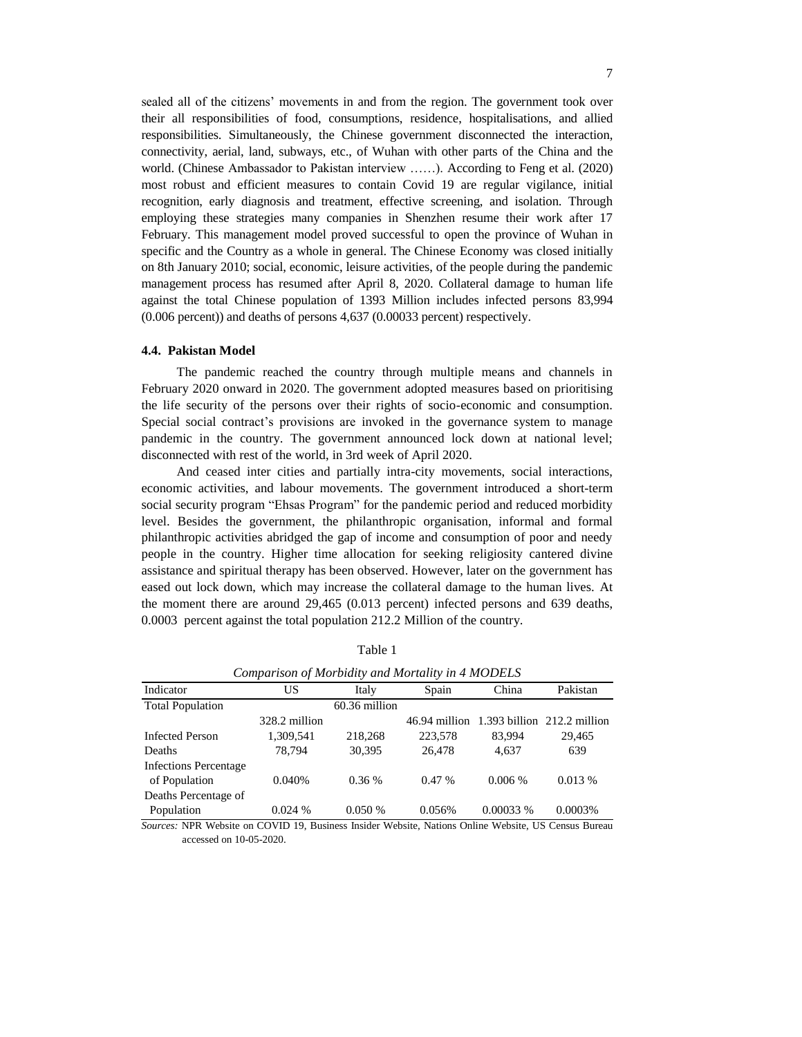sealed all of the citizens' movements in and from the region. The government took over their all responsibilities of food, consumptions, residence, hospitalisations, and allied responsibilities. Simultaneously, the Chinese government disconnected the interaction, connectivity, aerial, land, subways, etc., of Wuhan with other parts of the China and the world. (Chinese Ambassador to Pakistan interview ……). According to Feng et al. (2020) most robust and efficient measures to contain Covid 19 are regular vigilance, initial recognition, early diagnosis and treatment, effective screening, and isolation. Through employing these strategies many companies in Shenzhen resume their work after 17 February. This management model proved successful to open the province of Wuhan in specific and the Country as a whole in general. The Chinese Economy was closed initially on 8th January 2010; social, economic, leisure activities, of the people during the pandemic management process has resumed after April 8, 2020. Collateral damage to human life against the total Chinese population of 1393 Million includes infected persons 83,994 (0.006 percent)) and deaths of persons 4,637 (0.00033 percent) respectively.

### 4.4. Pakistan Model

The pandemic reached the country through multiple means and channels in February 2020 onward in 2020. The government adopted measures based on prioritising the life security of the persons over their rights of socio-economic and consumption. Special social contract's provisions are invoked in the governance system to manage pandemic in the country. The government announced lock down at national level; disconnected with rest of the world, in 3rd week of April 2020.

And ceased inter cities and partially intra-city movements, social interactions, economic activities, and labour movements. The government introduced a short-term social security program "Ehsas Program" for the pandemic period and reduced morbidity level. Besides the government, the philanthropic organisation, informal and formal philanthropic activities abridged the gap of income and consumption of poor and needy people in the country. Higher time allocation for seeking religiosity cantered divine assistance and spiritual therapy has been observed. However, later on the government has eased out lock down, which may increase the collateral damage to the human lives. At the moment there are around 29,465 (0.013 percent) infected persons and 639 deaths, 0.0003 percent against the total population 212.2 Million of the country.

Table 1

*Comparison of Morbidity and Mortality in 4 MODELS*

| Indicator | US | Italy | Spain | China | Pakistan |
|---|---|---|---|---|---|
| Total Population | 328.2 million | 60.36 million | 46.94 million | 1.393 billion | 212.2 million |
| Infected Person | 1,309,541 | 218,268 | 223,578 | 83,994 | 29,465 |
| Deaths | 78,794 | 30,395 | 26,478 | 4,637 | 639 |
| Infections Percentage of Population | 0.040% | 0.36 % | 0.47 % | 0.006 % | 0.013 % |
| Deaths Percentage of Population | 0.024 % | 0.050 % | 0.056% | 0.00033 % | 0.0003% |

*Sources:* NPR Website on COVID 19, Business Insider Website, Nations Online Website, US Census Bureau accessed on 10-05-2020.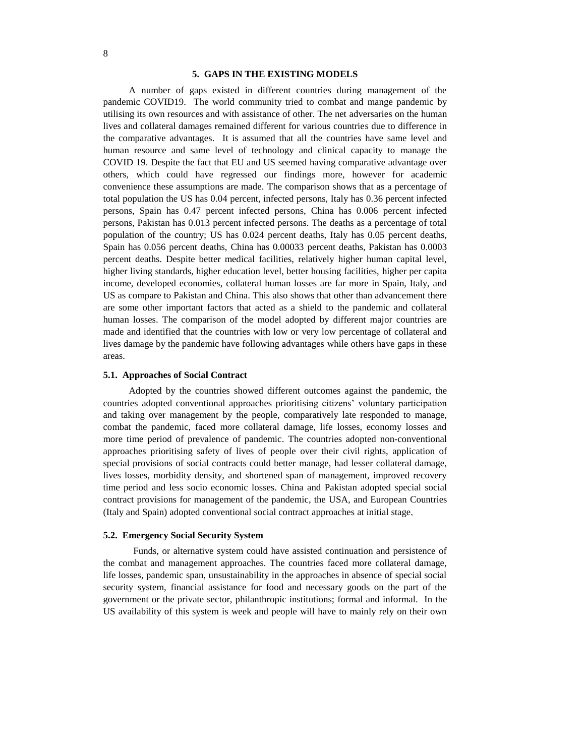## 5. GAPS IN THE EXISTING MODELS

A number of gaps existed in different countries during management of the pandemic COVID19. The world community tried to combat and mange pandemic by utilising its own resources and with assistance of other. The net adversaries on the human lives and collateral damages remained different for various countries due to difference in the comparative advantages. It is assumed that all the countries have same level and human resource and same level of technology and clinical capacity to manage the COVID 19. Despite the fact that EU and US seemed having comparative advantage over others, which could have regressed our findings more, however for academic convenience these assumptions are made. The comparison shows that as a percentage of total population the US has 0.04 percent, infected persons, Italy has 0.36 percent infected persons, Spain has 0.47 percent infected persons, China has 0.006 percent infected persons, Pakistan has 0.013 percent infected persons. The deaths as a percentage of total population of the country; US has 0.024 percent deaths, Italy has 0.05 percent deaths, Spain has 0.056 percent deaths, China has 0.00033 percent deaths, Pakistan has 0.0003 percent deaths. Despite better medical facilities, relatively higher human capital level, higher living standards, higher education level, better housing facilities, higher per capita income, developed economies, collateral human losses are far more in Spain, Italy, and US as compare to Pakistan and China. This also shows that other than advancement there are some other important factors that acted as a shield to the pandemic and collateral human losses. The comparison of the model adopted by different major countries are made and identified that the countries with low or very low percentage of collateral and lives damage by the pandemic have following advantages while others have gaps in these areas.

### 5.1. Approaches of Social Contract

Adopted by the countries showed different outcomes against the pandemic, the countries adopted conventional approaches prioritising citizens' voluntary participation and taking over management by the people, comparatively late responded to manage, combat the pandemic, faced more collateral damage, life losses, economy losses and more time period of prevalence of pandemic. The countries adopted non-conventional approaches prioritising safety of lives of people over their civil rights, application of special provisions of social contracts could better manage, had lesser collateral damage, lives losses, morbidity density, and shortened span of management, improved recovery time period and less socio economic losses. China and Pakistan adopted special social contract provisions for management of the pandemic, the USA, and European Countries (Italy and Spain) adopted conventional social contract approaches at initial stage.

### 5.2. Emergency Social Security System

Funds, or alternative system could have assisted continuation and persistence of the combat and management approaches. The countries faced more collateral damage, life losses, pandemic span, unsustainability in the approaches in absence of special social security system, financial assistance for food and necessary goods on the part of the government or the private sector, philanthropic institutions; formal and informal. In the US availability of this system is week and people will have to mainly rely on their own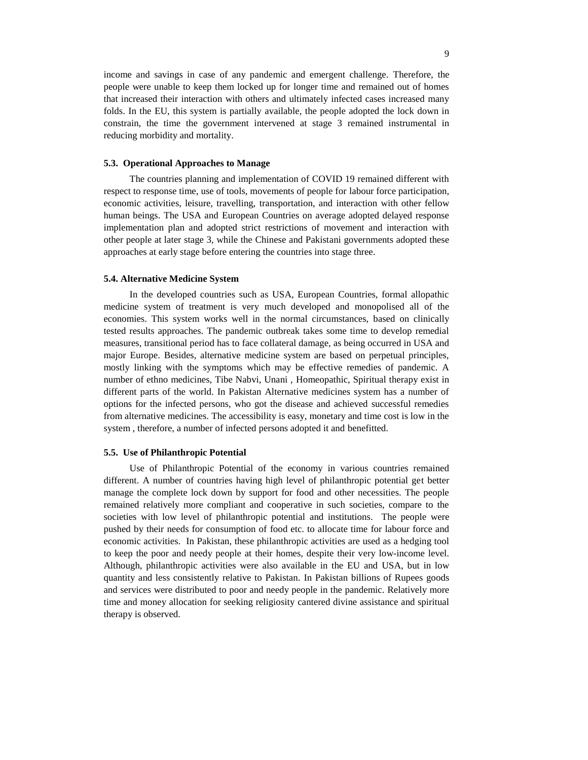income and savings in case of any pandemic and emergent challenge. Therefore, the people were unable to keep them locked up for longer time and remained out of homes that increased their interaction with others and ultimately infected cases increased many folds. In the EU, this system is partially available, the people adopted the lock down in constrain, the time the government intervened at stage 3 remained instrumental in reducing morbidity and mortality.

### 5.3. Operational Approaches to Manage

The countries planning and implementation of COVID 19 remained different with respect to response time, use of tools, movements of people for labour force participation, economic activities, leisure, travelling, transportation, and interaction with other fellow human beings. The USA and European Countries on average adopted delayed response implementation plan and adopted strict restrictions of movement and interaction with other people at later stage 3, while the Chinese and Pakistani governments adopted these approaches at early stage before entering the countries into stage three.

### 5.4. Alternative Medicine System

In the developed countries such as USA, European Countries, formal allopathic medicine system of treatment is very much developed and monopolised all of the economies. This system works well in the normal circumstances, based on clinically tested results approaches. The pandemic outbreak takes some time to develop remedial measures, transitional period has to face collateral damage, as being occurred in USA and major Europe. Besides, alternative medicine system are based on perpetual principles, mostly linking with the symptoms which may be effective remedies of pandemic. A number of ethno medicines, Tibe Nabvi, Unani , Homeopathic, Spiritual therapy exist in different parts of the world. In Pakistan Alternative medicines system has a number of options for the infected persons, who got the disease and achieved successful remedies from alternative medicines. The accessibility is easy, monetary and time cost is low in the system , therefore, a number of infected persons adopted it and benefitted.

### 5.5. Use of Philanthropic Potential

Use of Philanthropic Potential of the economy in various countries remained different. A number of countries having high level of philanthropic potential get better manage the complete lock down by support for food and other necessities. The people remained relatively more compliant and cooperative in such societies, compare to the societies with low level of philanthropic potential and institutions. The people were pushed by their needs for consumption of food etc. to allocate time for labour force and economic activities. In Pakistan, these philanthropic activities are used as a hedging tool to keep the poor and needy people at their homes, despite their very low-income level. Although, philanthropic activities were also available in the EU and USA, but in low quantity and less consistently relative to Pakistan. In Pakistan billions of Rupees goods and services were distributed to poor and needy people in the pandemic. Relatively more time and money allocation for seeking religiosity cantered divine assistance and spiritual therapy is observed.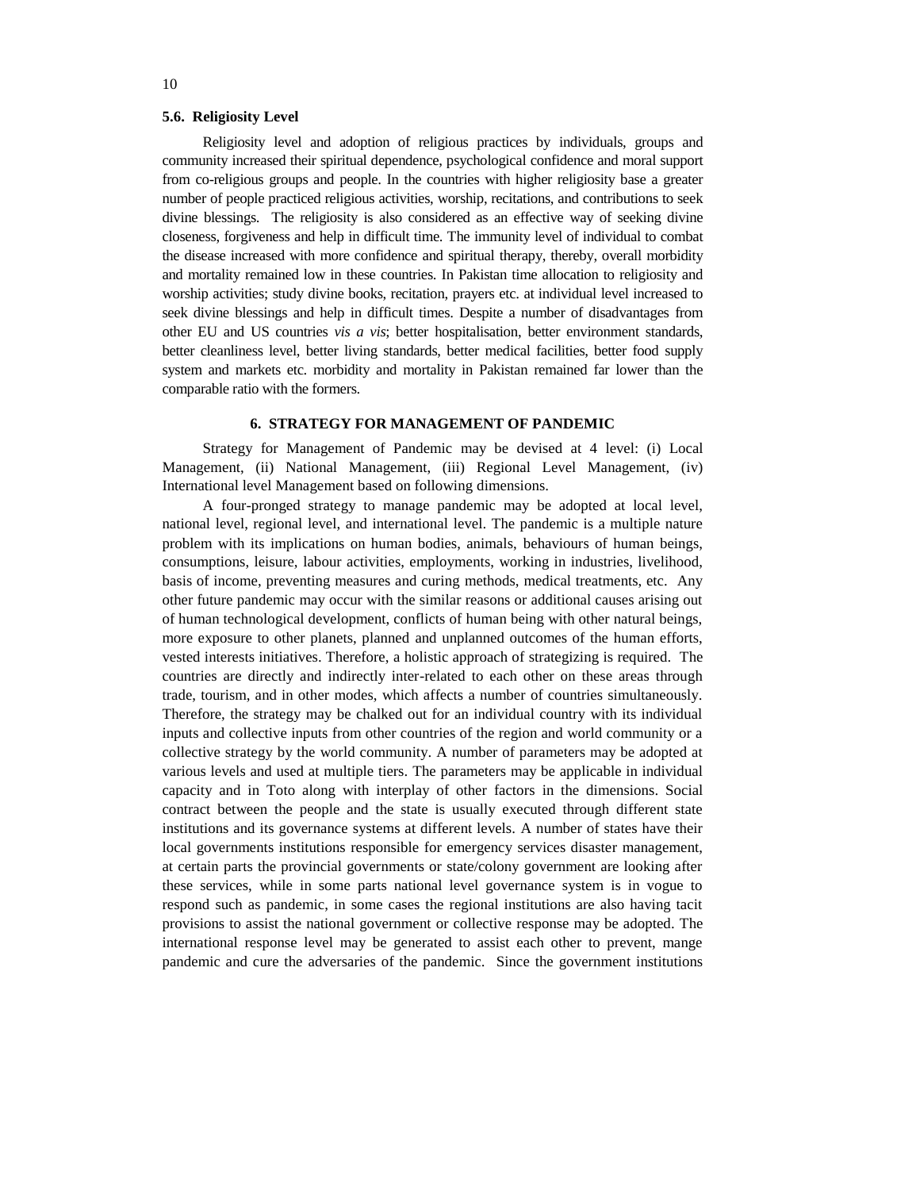### 5.6. Religiosity Level

Religiosity level and adoption of religious practices by individuals, groups and community increased their spiritual dependence, psychological confidence and moral support from co-religious groups and people. In the countries with higher religiosity base a greater number of people practiced religious activities, worship, recitations, and contributions to seek divine blessings. The religiosity is also considered as an effective way of seeking divine closeness, forgiveness and help in difficult time. The immunity level of individual to combat the disease increased with more confidence and spiritual therapy, thereby, overall morbidity and mortality remained low in these countries. In Pakistan time allocation to religiosity and worship activities; study divine books, recitation, prayers etc. at individual level increased to seek divine blessings and help in difficult times. Despite a number of disadvantages from other EU and US countries *vis a vis*; better hospitalisation, better environment standards, better cleanliness level, better living standards, better medical facilities, better food supply system and markets etc. morbidity and mortality in Pakistan remained far lower than the comparable ratio with the formers.

## 6. STRATEGY FOR MANAGEMENT OF PANDEMIC

Strategy for Management of Pandemic may be devised at 4 level: (i) Local Management, (ii) National Management, (iii) Regional Level Management, (iv) International level Management based on following dimensions.

A four-pronged strategy to manage pandemic may be adopted at local level, national level, regional level, and international level. The pandemic is a multiple nature problem with its implications on human bodies, animals, behaviours of human beings, consumptions, leisure, labour activities, employments, working in industries, livelihood, basis of income, preventing measures and curing methods, medical treatments, etc. Any other future pandemic may occur with the similar reasons or additional causes arising out of human technological development, conflicts of human being with other natural beings, more exposure to other planets, planned and unplanned outcomes of the human efforts, vested interests initiatives. Therefore, a holistic approach of strategizing is required. The countries are directly and indirectly inter-related to each other on these areas through trade, tourism, and in other modes, which affects a number of countries simultaneously. Therefore, the strategy may be chalked out for an individual country with its individual inputs and collective inputs from other countries of the region and world community or a collective strategy by the world community. A number of parameters may be adopted at various levels and used at multiple tiers. The parameters may be applicable in individual capacity and in Toto along with interplay of other factors in the dimensions. Social contract between the people and the state is usually executed through different state institutions and its governance systems at different levels. A number of states have their local governments institutions responsible for emergency services disaster management, at certain parts the provincial governments or state/colony government are looking after these services, while in some parts national level governance system is in vogue to respond such as pandemic, in some cases the regional institutions are also having tacit provisions to assist the national government or collective response may be adopted. The international response level may be generated to assist each other to prevent, mange pandemic and cure the adversaries of the pandemic. Since the government institutions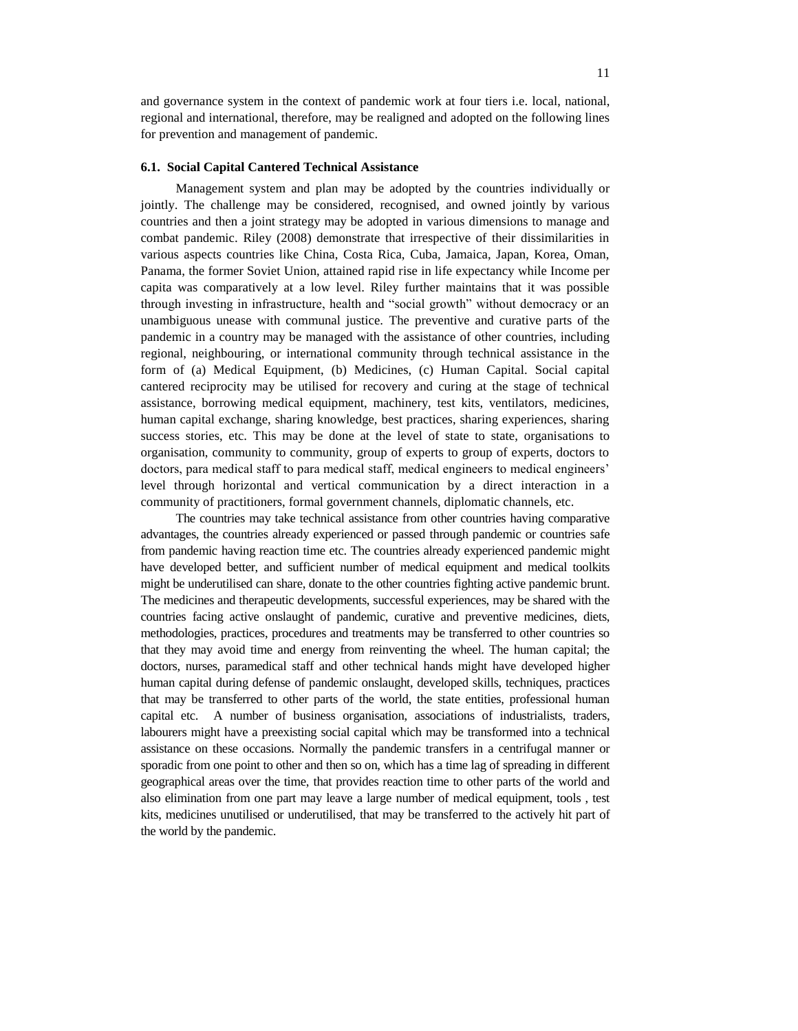and governance system in the context of pandemic work at four tiers i.e. local, national, regional and international, therefore, may be realigned and adopted on the following lines for prevention and management of pandemic.

### 6.1. Social Capital Cantered Technical Assistance

Management system and plan may be adopted by the countries individually or jointly. The challenge may be considered, recognised, and owned jointly by various countries and then a joint strategy may be adopted in various dimensions to manage and combat pandemic. Riley (2008) demonstrate that irrespective of their dissimilarities in various aspects countries like China, Costa Rica, Cuba, Jamaica, Japan, Korea, Oman, Panama, the former Soviet Union, attained rapid rise in life expectancy while Income per capita was comparatively at a low level. Riley further maintains that it was possible through investing in infrastructure, health and "social growth" without democracy or an unambiguous unease with communal justice. The preventive and curative parts of the pandemic in a country may be managed with the assistance of other countries, including regional, neighbouring, or international community through technical assistance in the form of (a) Medical Equipment, (b) Medicines, (c) Human Capital. Social capital cantered reciprocity may be utilised for recovery and curing at the stage of technical assistance, borrowing medical equipment, machinery, test kits, ventilators, medicines, human capital exchange, sharing knowledge, best practices, sharing experiences, sharing success stories, etc. This may be done at the level of state to state, organisations to organisation, community to community, group of experts to group of experts, doctors to doctors, para medical staff to para medical staff, medical engineers to medical engineers' level through horizontal and vertical communication by a direct interaction in a community of practitioners, formal government channels, diplomatic channels, etc.

The countries may take technical assistance from other countries having comparative advantages, the countries already experienced or passed through pandemic or countries safe from pandemic having reaction time etc. The countries already experienced pandemic might have developed better, and sufficient number of medical equipment and medical toolkits might be underutilised can share, donate to the other countries fighting active pandemic brunt. The medicines and therapeutic developments, successful experiences, may be shared with the countries facing active onslaught of pandemic, curative and preventive medicines, diets, methodologies, practices, procedures and treatments may be transferred to other countries so that they may avoid time and energy from reinventing the wheel. The human capital; the doctors, nurses, paramedical staff and other technical hands might have developed higher human capital during defense of pandemic onslaught, developed skills, techniques, practices that may be transferred to other parts of the world, the state entities, professional human capital etc. A number of business organisation, associations of industrialists, traders, labourers might have a preexisting social capital which may be transformed into a technical assistance on these occasions. Normally the pandemic transfers in a centrifugal manner or sporadic from one point to other and then so on, which has a time lag of spreading in different geographical areas over the time, that provides reaction time to other parts of the world and also elimination from one part may leave a large number of medical equipment, tools , test kits, medicines unutilised or underutilised, that may be transferred to the actively hit part of the world by the pandemic.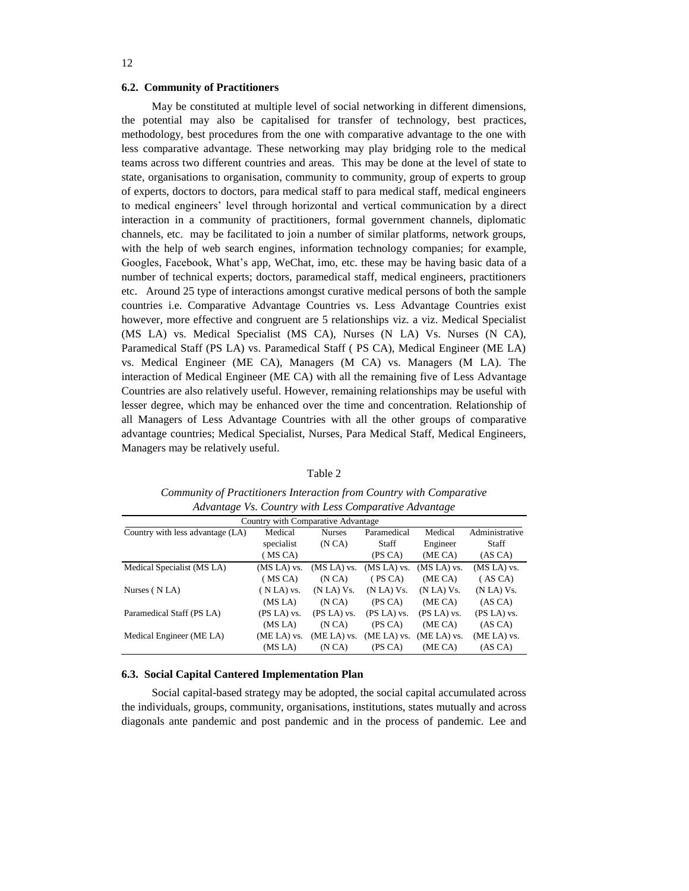### 6.2. Community of Practitioners

May be constituted at multiple level of social networking in different dimensions, the potential may also be capitalised for transfer of technology, best practices, methodology, best procedures from the one with comparative advantage to the one with less comparative advantage. These networking may play bridging role to the medical teams across two different countries and areas. This may be done at the level of state to state, organisations to organisation, community to community, group of experts to group of experts, doctors to doctors, para medical staff to para medical staff, medical engineers to medical engineers' level through horizontal and vertical communication by a direct interaction in a community of practitioners, formal government channels, diplomatic channels, etc. may be facilitated to join a number of similar platforms, network groups, with the help of web search engines, information technology companies; for example, Googles, Facebook, What's app, WeChat, imo, etc. these may be having basic data of a number of technical experts; doctors, paramedical staff, medical engineers, practitioners etc. Around 25 type of interactions amongst curative medical persons of both the sample countries i.e. Comparative Advantage Countries vs. Less Advantage Countries exist however, more effective and congruent are 5 relationships viz. a viz. Medical Specialist (MS LA) vs. Medical Specialist (MS CA), Nurses (N LA) Vs. Nurses (N CA), Paramedical Staff (PS LA) vs. Paramedical Staff ( PS CA), Medical Engineer (ME LA) vs. Medical Engineer (ME CA), Managers (M CA) vs. Managers (M LA). The interaction of Medical Engineer (ME CA) with all the remaining five of Less Advantage Countries are also relatively useful. However, remaining relationships may be useful with lesser degree, which may be enhanced over the time and concentration. Relationship of all Managers of Less Advantage Countries with all the other groups of comparative advantage countries; Medical Specialist, Nurses, Para Medical Staff, Medical Engineers, Managers may be relatively useful.

Table 2

*Community of Practitioners Interaction from Country with Comparative Advantage Vs. Country with Less Comparative Advantage*

| | Country with Comparative Advantage | | | | |
|---|---|---|---|---|---|
| Country with less advantage (LA) | Medical specialist ( MS CA) | Nurses (N CA) | Paramedical Staff (PS CA) | Medical Engineer (ME CA) | Administrative Staff (AS CA) |
| Medical Specialist (MS LA) | (MS LA) vs. ( MS CA) | (MS LA) vs. (N CA) | (MS LA) vs. ( PS CA) | (MS LA) vs. (ME CA) | (MS LA) vs. ( AS CA) |
| Nurses ( N LA) | ( N LA) vs. (MS LA) | (N LA) Vs. (N CA) | (N LA) Vs. (PS CA) | (N LA) Vs. (ME CA) | (N LA) Vs. (AS CA) |
| Paramedical Staff (PS LA) | (PS LA) vs. (MS LA) | (PS LA) vs. (N CA) | (PS LA) vs. (PS CA) | (PS LA) vs. (ME CA) | (PS LA) vs. (AS CA) |
| Medical Engineer (ME LA) | (ME LA) vs. (MS LA) | (ME LA) vs. (N CA) | (ME LA) vs. (PS CA) | (ME LA) vs. (ME CA) | (ME LA) vs. (AS CA) |

### 6.3. Social Capital Cantered Implementation Plan

Social capital-based strategy may be adopted, the social capital accumulated across the individuals, groups, community, organisations, institutions, states mutually and across diagonals ante pandemic and post pandemic and in the process of pandemic. Lee and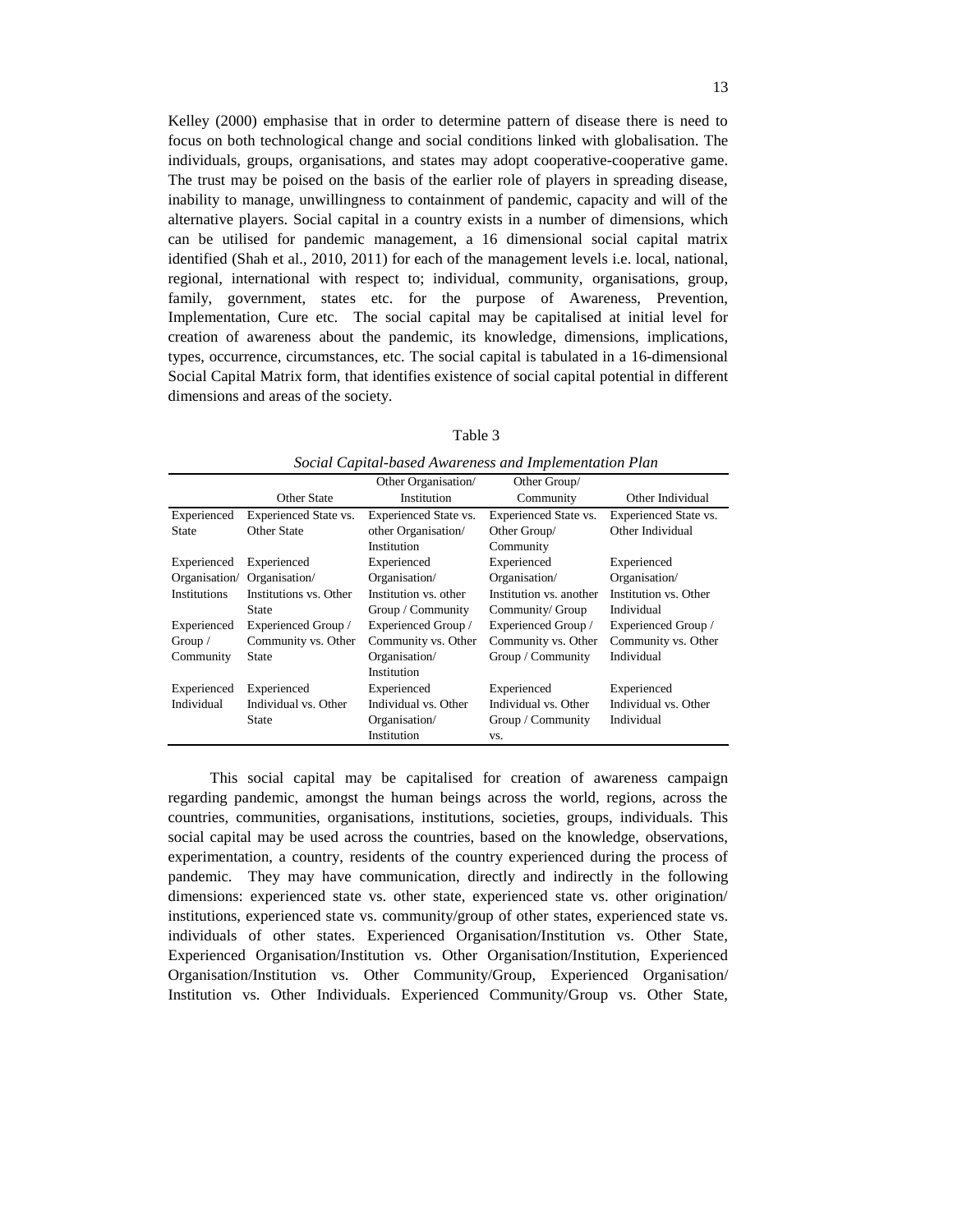Kelley (2000) emphasise that in order to determine pattern of disease there is need to focus on both technological change and social conditions linked with globalisation. The individuals, groups, organisations, and states may adopt cooperative-cooperative game. The trust may be poised on the basis of the earlier role of players in spreading disease, inability to manage, unwillingness to containment of pandemic, capacity and will of the alternative players. Social capital in a country exists in a number of dimensions, which can be utilised for pandemic management, a 16 dimensional social capital matrix identified (Shah et al., 2010, 2011) for each of the management levels i.e. local, national, regional, international with respect to; individual, community, organisations, group, family, government, states etc. for the purpose of Awareness, Prevention, Implementation, Cure etc. The social capital may be capitalised at initial level for creation of awareness about the pandemic, its knowledge, dimensions, implications, types, occurrence, circumstances, etc. The social capital is tabulated in a 16-dimensional Social Capital Matrix form, that identifies existence of social capital potential in different dimensions and areas of the society.

Table 3

*Social Capital-based Awareness and Implementation Plan*

| | Other State | Other Organisation/ Institution | Other Group/ Community | Other Individual |
|---|---|---|---|---|
| Experienced State | Experienced State vs. Other State | Experienced State vs. other Organisation/ Institution | Experienced State vs. Other Group/ Community | Experienced State vs. Other Individual |
| Experienced Organisation/ Institutions | Experienced Organisation/ Institutions vs. Other State | Experienced Organisation/ Institution vs. other Group / Community | Experienced Organisation/ Institution vs. another Community/ Group | Experienced Organisation/ Institution vs. Other Individual |
| Experienced Group / Community | Experienced Group / Community vs. Other State | Experienced Group / Community vs. Other Organisation/ Institution | Experienced Group / Community vs. Other Group / Community | Experienced Group / Community vs. Other Individual |
| Experienced Individual | Experienced Individual vs. Other State | Experienced Individual vs. Other Organisation/ Institution | Experienced Individual vs. Other Group / Community vs. | Experienced Individual vs. Other Individual |

This social capital may be capitalised for creation of awareness campaign regarding pandemic, amongst the human beings across the world, regions, across the countries, communities, organisations, institutions, societies, groups, individuals. This social capital may be used across the countries, based on the knowledge, observations, experimentation, a country, residents of the country experienced during the process of pandemic. They may have communication, directly and indirectly in the following dimensions: experienced state vs. other state, experienced state vs. other origination/ institutions, experienced state vs. community/group of other states, experienced state vs. individuals of other states. Experienced Organisation/Institution vs. Other State, Experienced Organisation/Institution vs. Other Organisation/Institution, Experienced Organisation/Institution vs. Other Community/Group, Experienced Organisation/ Institution vs. Other Individuals. Experienced Community/Group vs. Other State,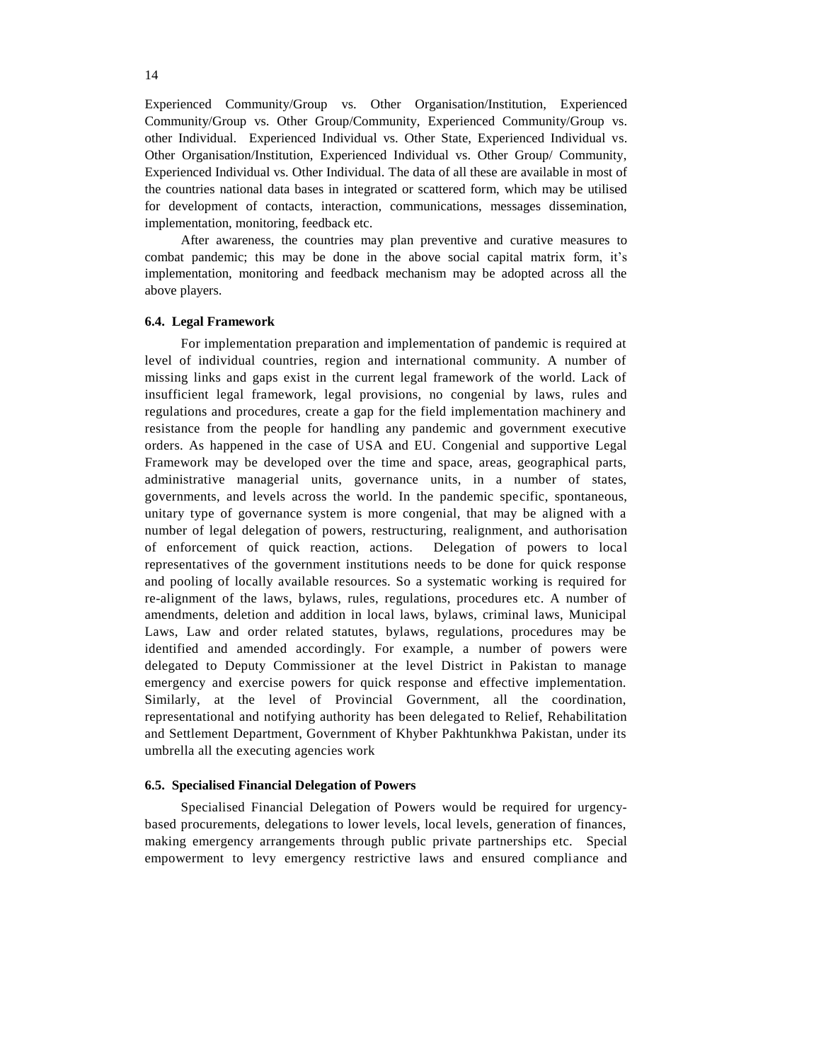Experienced Community/Group vs. Other Organisation/Institution, Experienced Community/Group vs. Other Group/Community, Experienced Community/Group vs. other Individual. Experienced Individual vs. Other State, Experienced Individual vs. Other Organisation/Institution, Experienced Individual vs. Other Group/ Community, Experienced Individual vs. Other Individual. The data of all these are available in most of the countries national data bases in integrated or scattered form, which may be utilised for development of contacts, interaction, communications, messages dissemination, implementation, monitoring, feedback etc.

After awareness, the countries may plan preventive and curative measures to combat pandemic; this may be done in the above social capital matrix form, it's implementation, monitoring and feedback mechanism may be adopted across all the above players.

### 6.4. Legal Framework

For implementation preparation and implementation of pandemic is required at level of individual countries, region and international community. A number of missing links and gaps exist in the current legal framework of the world. Lack of insufficient legal framework, legal provisions, no congenial by laws, rules and regulations and procedures, create a gap for the field implementation machinery and resistance from the people for handling any pandemic and government executive orders. As happened in the case of USA and EU. Congenial and supportive Legal Framework may be developed over the time and space, areas, geographical parts, administrative managerial units, governance units, in a number of states, governments, and levels across the world. In the pandemic specific, spontaneous, unitary type of governance system is more congenial, that may be aligned with a number of legal delegation of powers, restructuring, realignment, and authorisation of enforcement of quick reaction, actions. Delegation of powers to local representatives of the government institutions needs to be done for quick response and pooling of locally available resources. So a systematic working is required for re-alignment of the laws, bylaws, rules, regulations, procedures etc. A number of amendments, deletion and addition in local laws, bylaws, criminal laws, Municipal Laws, Law and order related statutes, bylaws, regulations, procedures may be identified and amended accordingly. For example, a number of powers were delegated to Deputy Commissioner at the level District in Pakistan to manage emergency and exercise powers for quick response and effective implementation. Similarly, at the level of Provincial Government, all the coordination, representational and notifying authority has been delegated to Relief, Rehabilitation and Settlement Department, Government of Khyber Pakhtunkhwa Pakistan, under its umbrella all the executing agencies work

### 6.5. Specialised Financial Delegation of Powers

Specialised Financial Delegation of Powers would be required for urgency-based procurements, delegations to lower levels, local levels, generation of finances, making emergency arrangements through public private partnerships etc. Special empowerment to levy emergency restrictive laws and ensured compliance and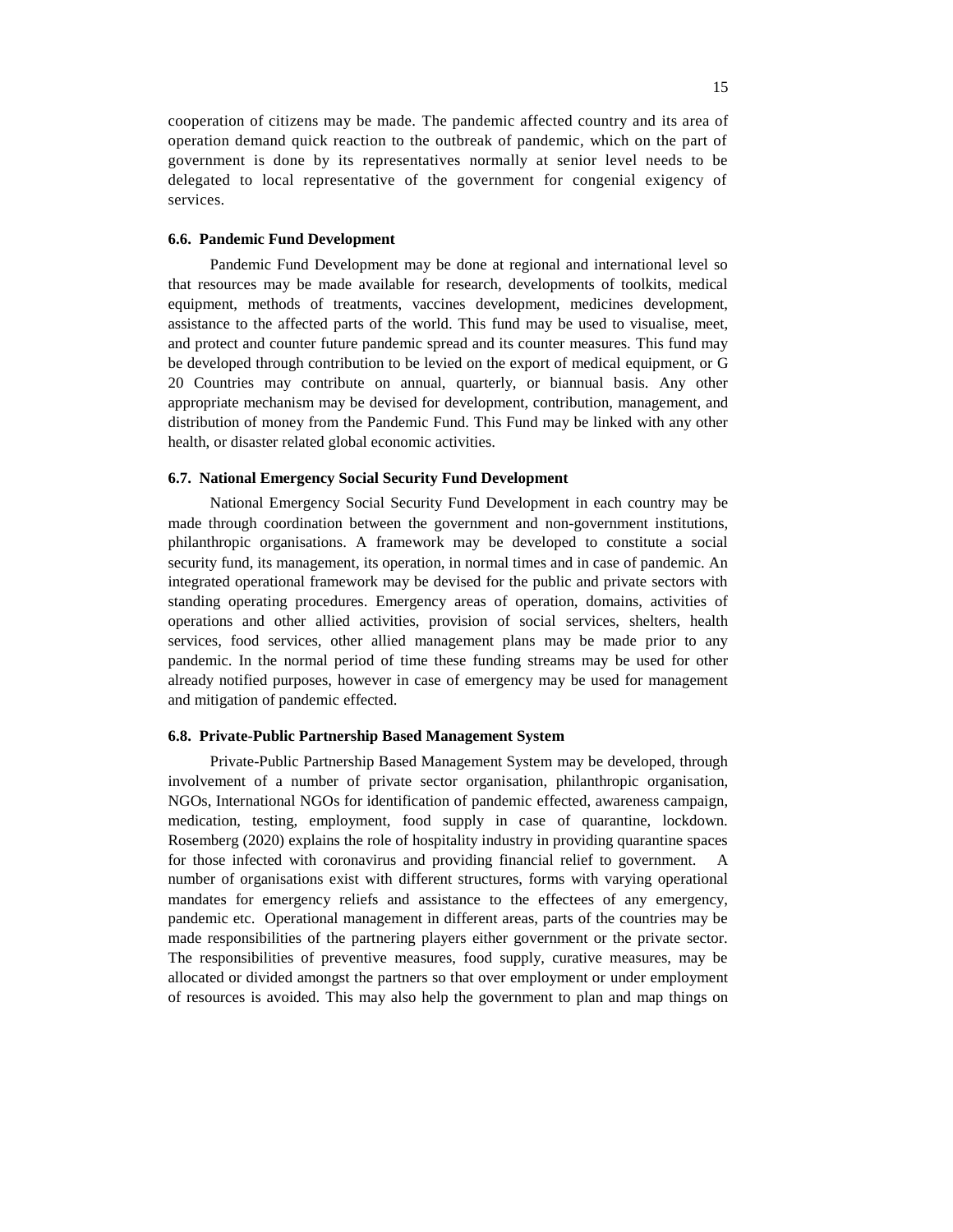cooperation of citizens may be made. The pandemic affected country and its area of operation demand quick reaction to the outbreak of pandemic, which on the part of government is done by its representatives normally at senior level needs to be delegated to local representative of the government for congenial exigency of services.

### 6.6. Pandemic Fund Development

Pandemic Fund Development may be done at regional and international level so that resources may be made available for research, developments of toolkits, medical equipment, methods of treatments, vaccines development, medicines development, assistance to the affected parts of the world. This fund may be used to visualise, meet, and protect and counter future pandemic spread and its counter measures. This fund may be developed through contribution to be levied on the export of medical equipment, or G 20 Countries may contribute on annual, quarterly, or biannual basis. Any other appropriate mechanism may be devised for development, contribution, management, and distribution of money from the Pandemic Fund. This Fund may be linked with any other health, or disaster related global economic activities.

### 6.7. National Emergency Social Security Fund Development

National Emergency Social Security Fund Development in each country may be made through coordination between the government and non-government institutions, philanthropic organisations. A framework may be developed to constitute a social security fund, its management, its operation, in normal times and in case of pandemic. An integrated operational framework may be devised for the public and private sectors with standing operating procedures. Emergency areas of operation, domains, activities of operations and other allied activities, provision of social services, shelters, health services, food services, other allied management plans may be made prior to any pandemic. In the normal period of time these funding streams may be used for other already notified purposes, however in case of emergency may be used for management and mitigation of pandemic effected.

### 6.8. Private-Public Partnership Based Management System

Private-Public Partnership Based Management System may be developed, through involvement of a number of private sector organisation, philanthropic organisation, NGOs, International NGOs for identification of pandemic effected, awareness campaign, medication, testing, employment, food supply in case of quarantine, lockdown. Rosemberg (2020) explains the role of hospitality industry in providing quarantine spaces for those infected with coronavirus and providing financial relief to government. A number of organisations exist with different structures, forms with varying operational mandates for emergency reliefs and assistance to the effectees of any emergency, pandemic etc. Operational management in different areas, parts of the countries may be made responsibilities of the partnering players either government or the private sector. The responsibilities of preventive measures, food supply, curative measures, may be allocated or divided amongst the partners so that over employment or under employment of resources is avoided. This may also help the government to plan and map things on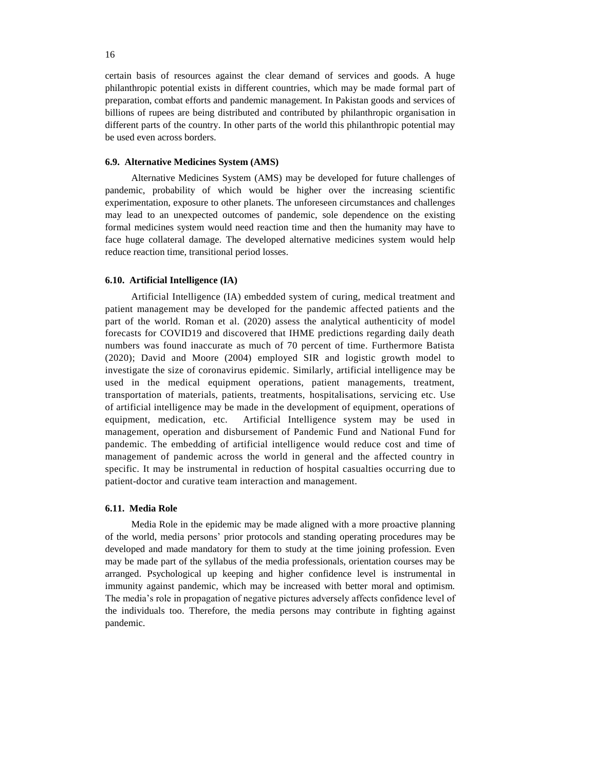certain basis of resources against the clear demand of services and goods. A huge philanthropic potential exists in different countries, which may be made formal part of preparation, combat efforts and pandemic management. In Pakistan goods and services of billions of rupees are being distributed and contributed by philanthropic organisation in different parts of the country. In other parts of the world this philanthropic potential may be used even across borders.

#### 6.9. Alternative Medicines System (AMS)

Alternative Medicines System (AMS) may be developed for future challenges of pandemic, probability of which would be higher over the increasing scientific experimentation, exposure to other planets. The unforeseen circumstances and challenges may lead to an unexpected outcomes of pandemic, sole dependence on the existing formal medicines system would need reaction time and then the humanity may have to face huge collateral damage. The developed alternative medicines system would help reduce reaction time, transitional period losses.

#### 6.10. Artificial Intelligence (IA)

Artificial Intelligence (IA) embedded system of curing, medical treatment and patient management may be developed for the pandemic affected patients and the part of the world. Roman et al. (2020) assess the analytical authenticity of model forecasts for COVID19 and discovered that IHME predictions regarding daily death numbers was found inaccurate as much of 70 percent of time. Furthermore Batista (2020); David and Moore (2004) employed SIR and logistic growth model to investigate the size of coronavirus epidemic. Similarly, artificial intelligence may be used in the medical equipment operations, patient managements, treatment, transportation of materials, patients, treatments, hospitalisations, servicing etc. Use of artificial intelligence may be made in the development of equipment, operations of equipment, medication, etc. Artificial Intelligence system may be used in management, operation and disbursement of Pandemic Fund and National Fund for pandemic. The embedding of artificial intelligence would reduce cost and time of management of pandemic across the world in general and the affected country in specific. It may be instrumental in reduction of hospital casualties occurring due to patient-doctor and curative team interaction and management.

#### 6.11. Media Role

Media Role in the epidemic may be made aligned with a more proactive planning of the world, media persons' prior protocols and standing operating procedures may be developed and made mandatory for them to study at the time joining profession. Even may be made part of the syllabus of the media professionals, orientation courses may be arranged. Psychological up keeping and higher confidence level is instrumental in immunity against pandemic, which may be increased with better moral and optimism. The media's role in propagation of negative pictures adversely affects confidence level of the individuals too. Therefore, the media persons may contribute in fighting against pandemic.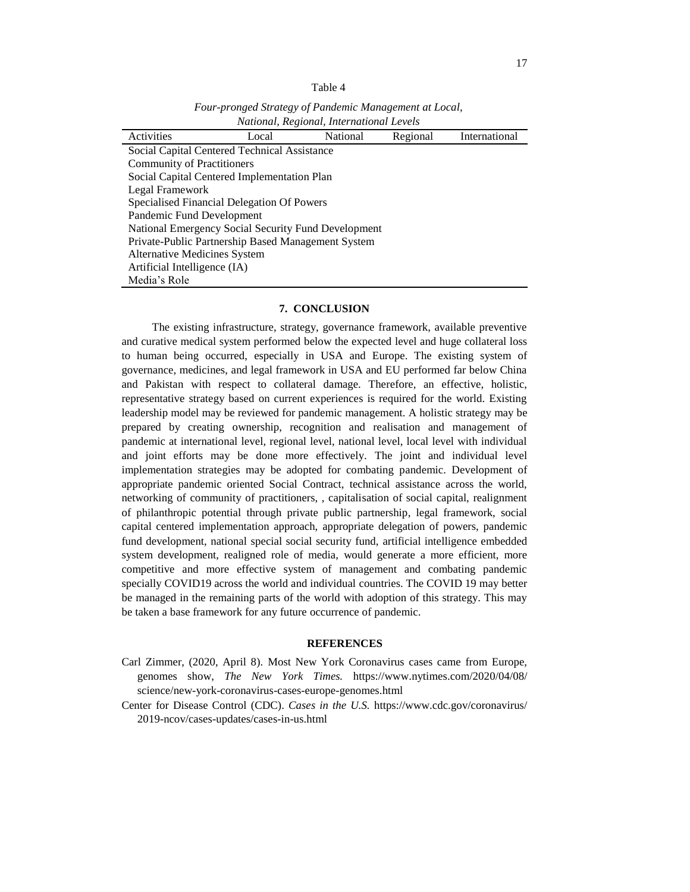Table 4

*Four-pronged Strategy of Pandemic Management at Local, National, Regional, International Levels*

| Activities | Local | National | Regional | International |
|---|---|---|---|---|
| Social Capital Centered Technical Assistance | | | | |
| Community of Practitioners | | | | |
| Social Capital Centered Implementation Plan | | | | |
| Legal Framework | | | | |
| Specialised Financial Delegation Of Powers | | | | |
| Pandemic Fund Development | | | | |
| National Emergency Social Security Fund Development | | | | |
| Private-Public Partnership Based Management System | | | | |
| Alternative Medicines System | | | | |
| Artificial Intelligence (IA) | | | | |
| Media's Role | | | | |

## 7. CONCLUSION

The existing infrastructure, strategy, governance framework, available preventive and curative medical system performed below the expected level and huge collateral loss to human being occurred, especially in USA and Europe. The existing system of governance, medicines, and legal framework in USA and EU performed far below China and Pakistan with respect to collateral damage. Therefore, an effective, holistic, representative strategy based on current experiences is required for the world. Existing leadership model may be reviewed for pandemic management. A holistic strategy may be prepared by creating ownership, recognition and realisation and management of pandemic at international level, regional level, national level, local level with individual and joint efforts may be done more effectively. The joint and individual level implementation strategies may be adopted for combating pandemic. Development of appropriate pandemic oriented Social Contract, technical assistance across the world, networking of community of practitioners, , capitalisation of social capital, realignment of philanthropic potential through private public partnership, legal framework, social capital centered implementation approach, appropriate delegation of powers, pandemic fund development, national special social security fund, artificial intelligence embedded system development, realigned role of media, would generate a more efficient, more competitive and more effective system of management and combating pandemic specially COVID19 across the world and individual countries. The COVID 19 may better be managed in the remaining parts of the world with adoption of this strategy. This may be taken a base framework for any future occurrence of pandemic.

## REFERENCES

Carl Zimmer, (2020, April 8). Most New York Coronavirus cases came from Europe, genomes show, *The New York Times.* https://www.nytimes.com/2020/04/08/science/new-york-coronavirus-cases-europe-genomes.html

Center for Disease Control (CDC). *Cases in the U.S.* https://www.cdc.gov/coronavirus/2019-ncov/cases-updates/cases-in-us.html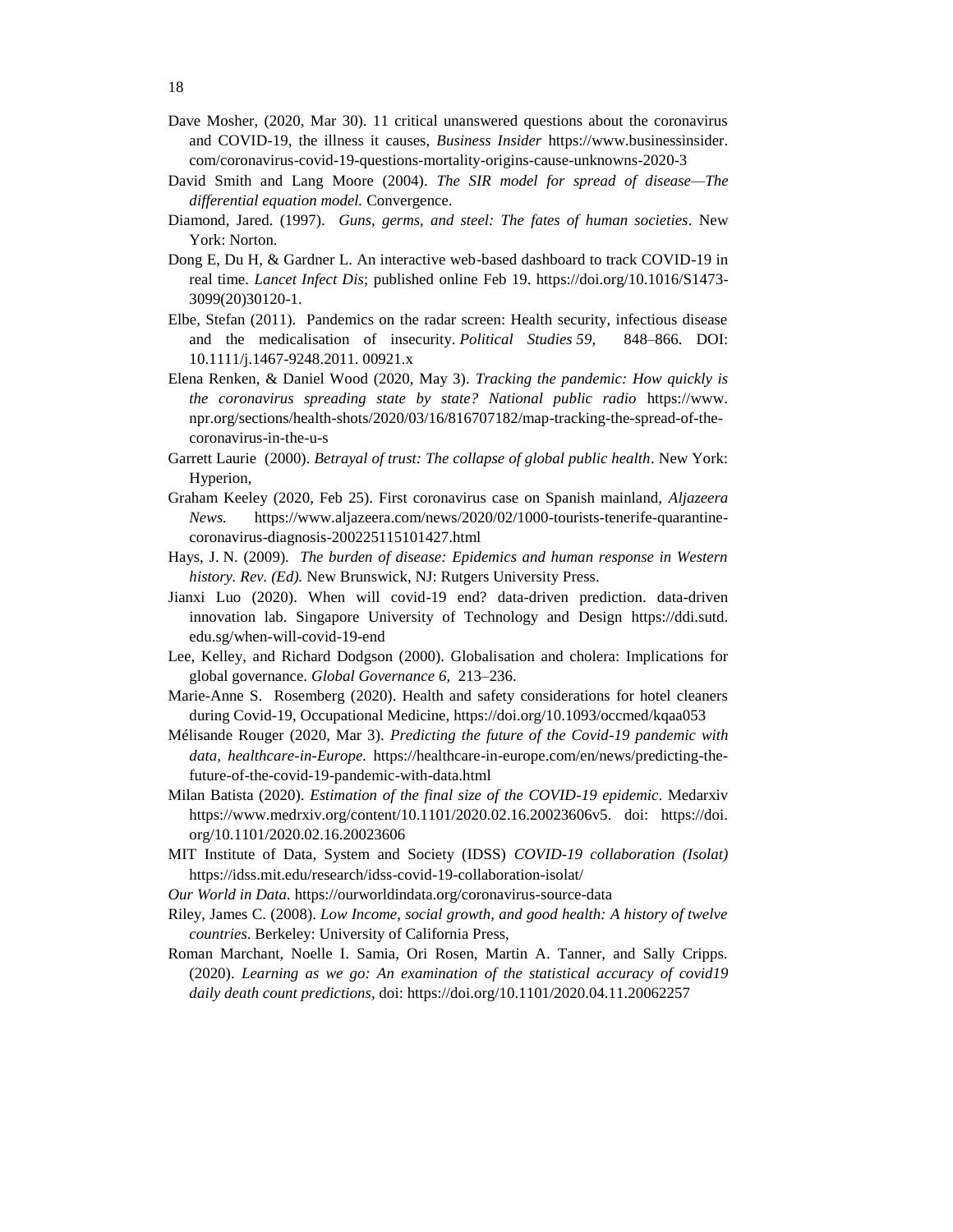Dave Mosher, (2020, Mar 30). 11 critical unanswered questions about the coronavirus and COVID-19, the illness it causes, *Business Insider* https://www.businessinsider.com/coronavirus-covid-19-questions-mortality-origins-cause-unknowns-2020-3

David Smith and Lang Moore (2004). *The SIR model for spread of disease—The differential equation model.* Convergence.

Diamond, Jared. (1997). *Guns, germs, and steel: The fates of human societies*. New York: Norton.

Dong E, Du H, & Gardner L. An interactive web-based dashboard to track COVID-19 in real time. *Lancet Infect Dis*; published online Feb 19. https://doi.org/10.1016/S1473-3099(20)30120-1.

Elbe, Stefan (2011). Pandemics on the radar screen: Health security, infectious disease and the medicalisation of insecurity. *Political Studies 59,* 848–866. DOI: 10.1111/j.1467-9248.2011. 00921.x

Elena Renken, & Daniel Wood (2020, May 3). *Tracking the pandemic: How quickly is the coronavirus spreading state by state? National public radio* https://www.npr.org/sections/health-shots/2020/03/16/816707182/map-tracking-the-spread-of-the-coronavirus-in-the-u-s

Garrett Laurie (2000). *Betrayal of trust: The collapse of global public health*. New York: Hyperion,

Graham Keeley (2020, Feb 25). First coronavirus case on Spanish mainland, *Aljazeera News.* https://www.aljazeera.com/news/2020/02/1000-tourists-tenerife-quarantine-coronavirus-diagnosis-200225115101427.html

Hays, J. N. (2009). *The burden of disease: Epidemics and human response in Western history. Rev. (Ed).* New Brunswick, NJ: Rutgers University Press.

Jianxi Luo (2020). When will covid-19 end? data-driven prediction. data-driven innovation lab. Singapore University of Technology and Design https://ddi.sutd.edu.sg/when-will-covid-19-end

Lee, Kelley, and Richard Dodgson (2000). Globalisation and cholera: Implications for global governance. *Global Governance 6,* 213–236.

Marie-Anne S. Rosemberg (2020). Health and safety considerations for hotel cleaners during Covid-19, Occupational Medicine, https://doi.org/10.1093/occmed/kqaa053

Mélisande Rouger (2020, Mar 3). *Predicting the future of the Covid-19 pandemic with data, healthcare-in-Europe.* https://healthcare-in-europe.com/en/news/predicting-the-future-of-the-covid-19-pandemic-with-data.html

Milan Batista (2020). *Estimation of the final size of the COVID-19 epidemic*. Medarxiv https://www.medrxiv.org/content/10.1101/2020.02.16.20023606v5. doi: https://doi.org/10.1101/2020.02.16.20023606

MIT Institute of Data, System and Society (IDSS) *COVID-19 collaboration (Isolat)* https://idss.mit.edu/research/idss-covid-19-collaboration-isolat/

*Our World in Data.* https://ourworldindata.org/coronavirus-source-data

Riley, James C. (2008). *Low Income, social growth, and good health: A history of twelve countries*. Berkeley: University of California Press,

Roman Marchant, Noelle I. Samia, Ori Rosen, Martin A. Tanner, and Sally Cripps. (2020). *Learning as we go: An examination of the statistical accuracy of covid19 daily death count predictions*, doi: https://doi.org/10.1101/2020.04.11.20062257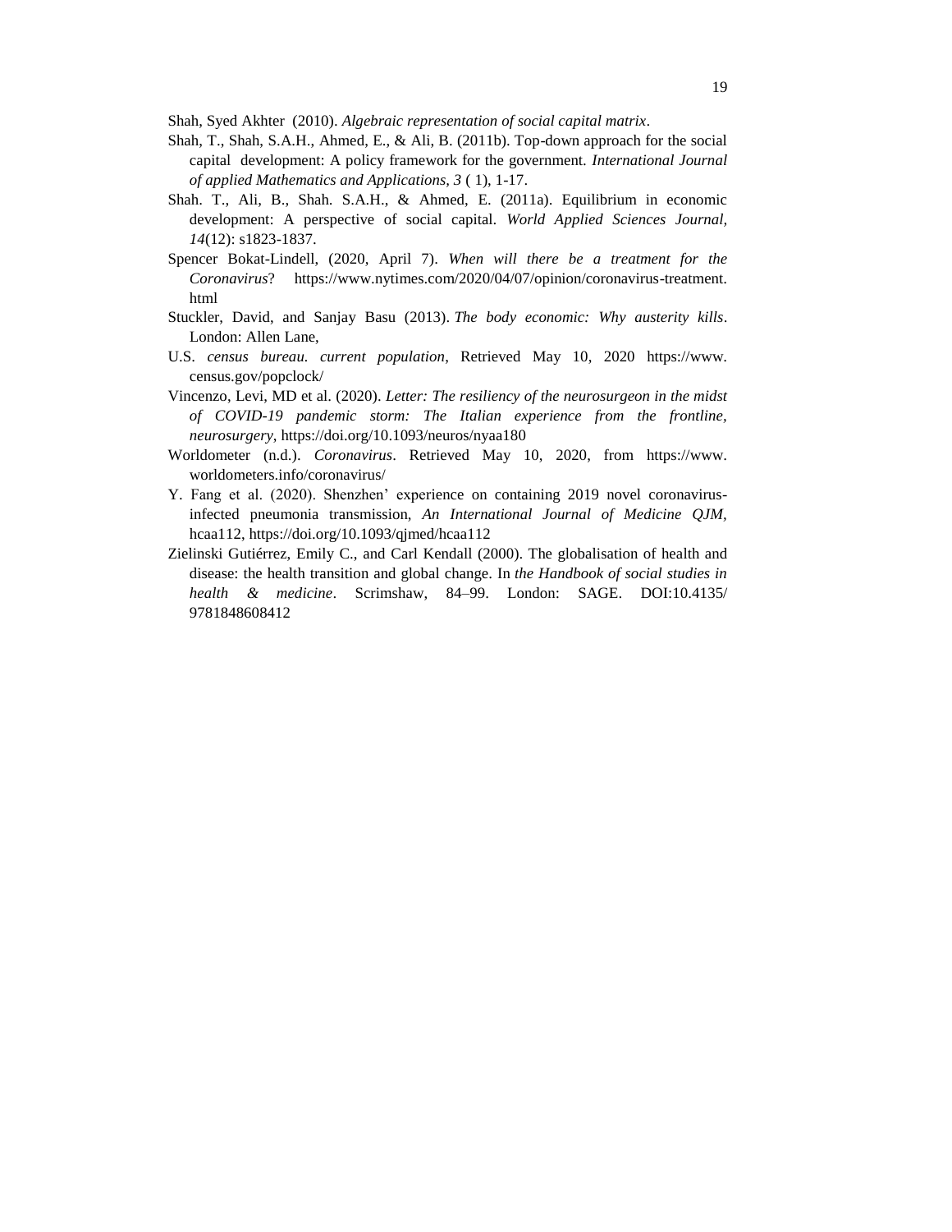Shah, Syed Akhter (2010). *Algebraic representation of social capital matrix*.

Shah, T., Shah, S.A.H., Ahmed, E., & Ali, B. (2011b). Top-down approach for the social capital development: A policy framework for the government. *International Journal of applied Mathematics and Applications, 3* ( 1), 1-17.

Shah. T., Ali, B., Shah. S.A.H., & Ahmed, E. (2011a). Equilibrium in economic development: A perspective of social capital. *World Applied Sciences Journal, 14*(12): s1823-1837.

Spencer Bokat-Lindell, (2020, April 7). *When will there be a treatment for the Coronavirus*? https://www.nytimes.com/2020/04/07/opinion/coronavirus-treatment.html

Stuckler, David, and Sanjay Basu (2013). *The body economic: Why austerity kills*. London: Allen Lane,

U.S. *census bureau. current population*, Retrieved May 10, 2020 https://www.census.gov/popclock/

Vincenzo, Levi, MD et al. (2020). *Letter: The resiliency of the neurosurgeon in the midst of COVID-19 pandemic storm: The Italian experience from the frontline, neurosurgery*, https://doi.org/10.1093/neuros/nyaa180

Worldometer (n.d.). *Coronavirus*. Retrieved May 10, 2020, from https://www.worldometers.info/coronavirus/

Y. Fang et al. (2020). Shenzhen' experience on containing 2019 novel coronavirus-infected pneumonia transmission, *An International Journal of Medicine QJM*, hcaa112, https://doi.org/10.1093/qjmed/hcaa112

Zielinski Gutiérrez, Emily C., and Carl Kendall (2000). The globalisation of health and disease: the health transition and global change. In *the Handbook of social studies in health & medicine*. Scrimshaw, 84–99. London: SAGE. DOI:10.4135/9781848608412